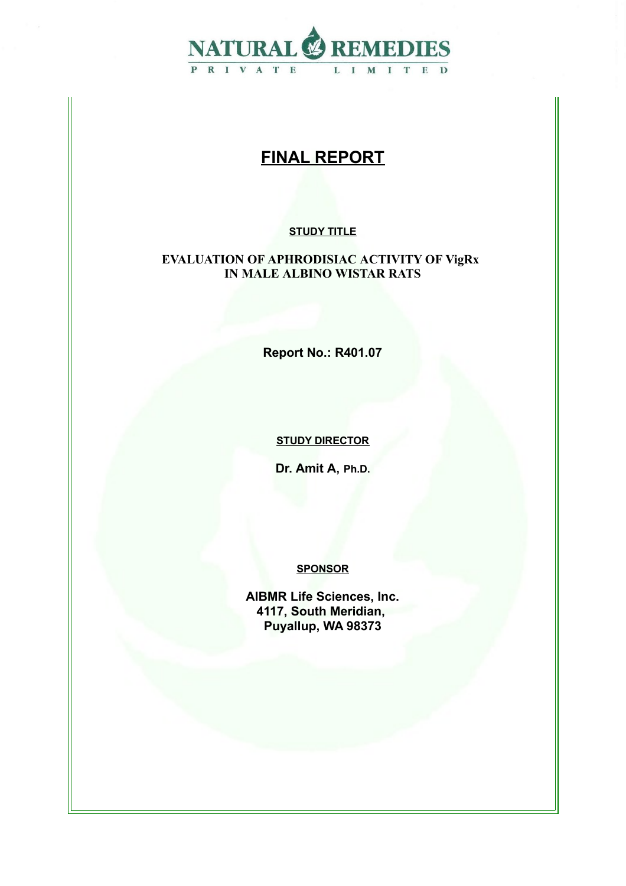**NATURAL REMEDIES**

**PRIVATE LIMITED**

# FINAL REPORT

**STUDY TITLE**

**EVALUATION OF APHRODISIAC ACTIVITY OF VigRx IN MALE ALBINO WISTAR RATS**

**Report No.: R401.07**

**STUDY DIRECTOR**

**Dr. Amit A, Ph.D.**

**SPONSOR**

**AIBMR Life Sciences, Inc.**
**4117, South Meridian,**
**Puyallup, WA 98373**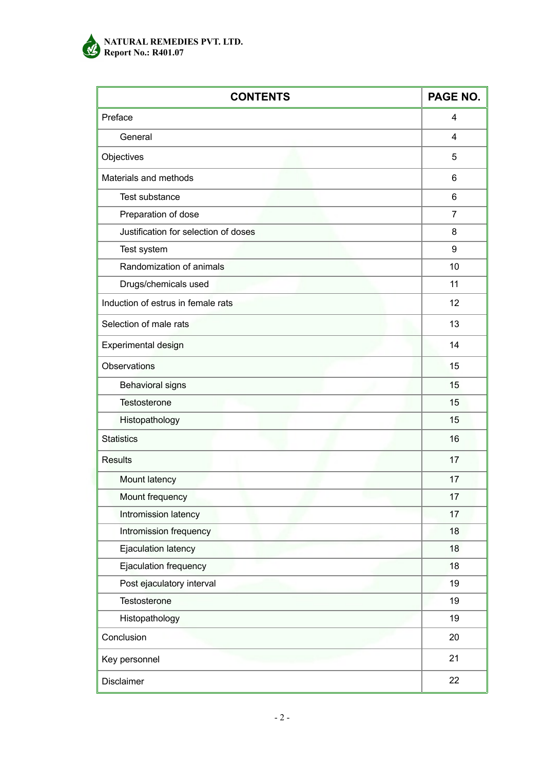| CONTENTS | PAGE NO. |
|---|---|
| Preface | 4 |
| General | 4 |
| Objectives | 5 |
| Materials and methods | 6 |
| Test substance | 6 |
| Preparation of dose | 7 |
| Justification for selection of doses | 8 |
| Test system | 9 |
| Randomization of animals | 10 |
| Drugs/chemicals used | 11 |
| Induction of estrus in female rats | 12 |
| Selection of male rats | 13 |
| Experimental design | 14 |
| Observations | 15 |
| Behavioral signs | 15 |
| Testosterone | 15 |
| Histopathology | 15 |
| Statistics | 16 |
| Results | 17 |
| Mount latency | 17 |
| Mount frequency | 17 |
| Intromission latency | 17 |
| Intromission frequency | 18 |
| Ejaculation latency | 18 |
| Ejaculation frequency | 18 |
| Post ejaculatory interval | 19 |
| Testosterone | 19 |
| Histopathology | 19 |
| Conclusion | 20 |
| Key personnel | 21 |
| Disclaimer | 22 |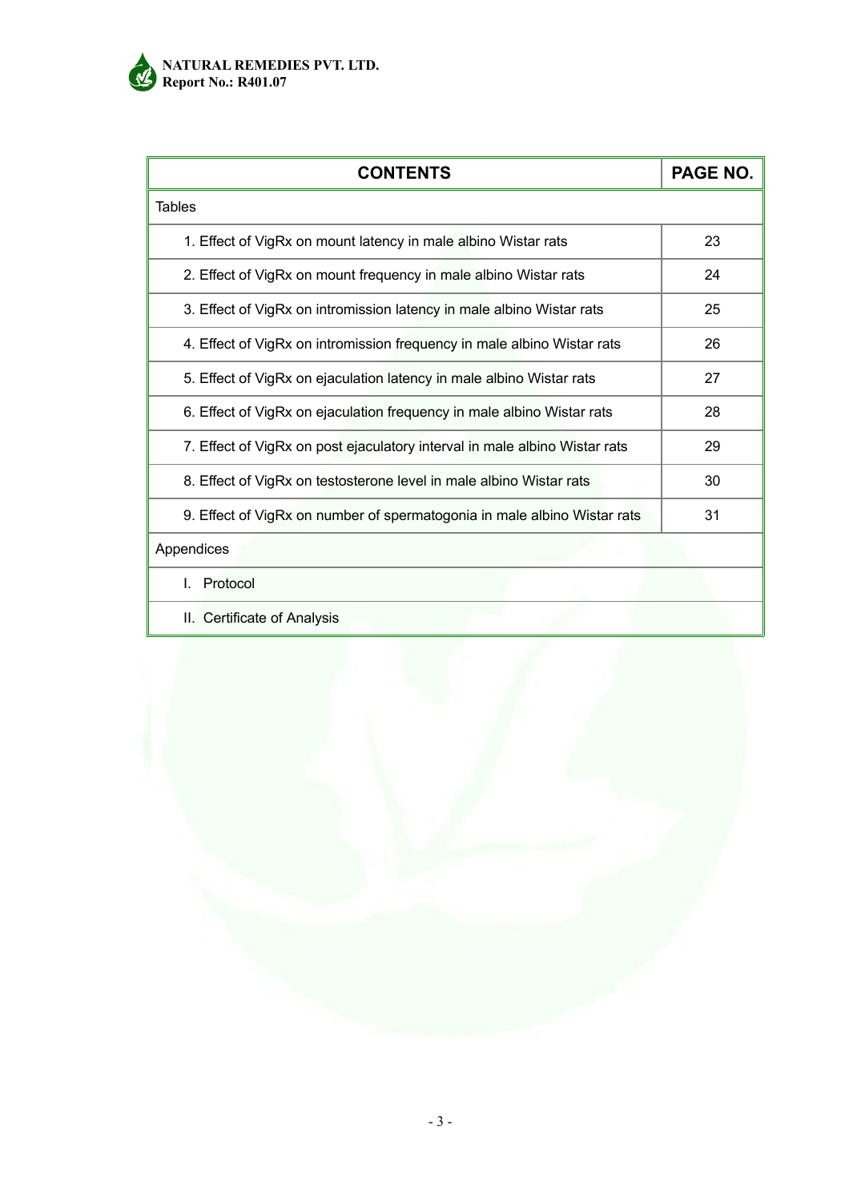| CONTENTS | PAGE NO. |
|---|---|
| Tables | |
| 1. Effect of VigRx on mount latency in male albino Wistar rats | 23 |
| 2. Effect of VigRx on mount frequency in male albino Wistar rats | 24 |
| 3. Effect of VigRx on intromission latency in male albino Wistar rats | 25 |
| 4. Effect of VigRx on intromission frequency in male albino Wistar rats | 26 |
| 5. Effect of VigRx on ejaculation latency in male albino Wistar rats | 27 |
| 6. Effect of VigRx on ejaculation frequency in male albino Wistar rats | 28 |
| 7. Effect of VigRx on post ejaculatory interval in male albino Wistar rats | 29 |
| 8. Effect of VigRx on testosterone level in male albino Wistar rats | 30 |
| 9. Effect of VigRx on number of spermatogonia in male albino Wistar rats | 31 |
| Appendices | |
| I. Protocol | |
| II. Certificate of Analysis | |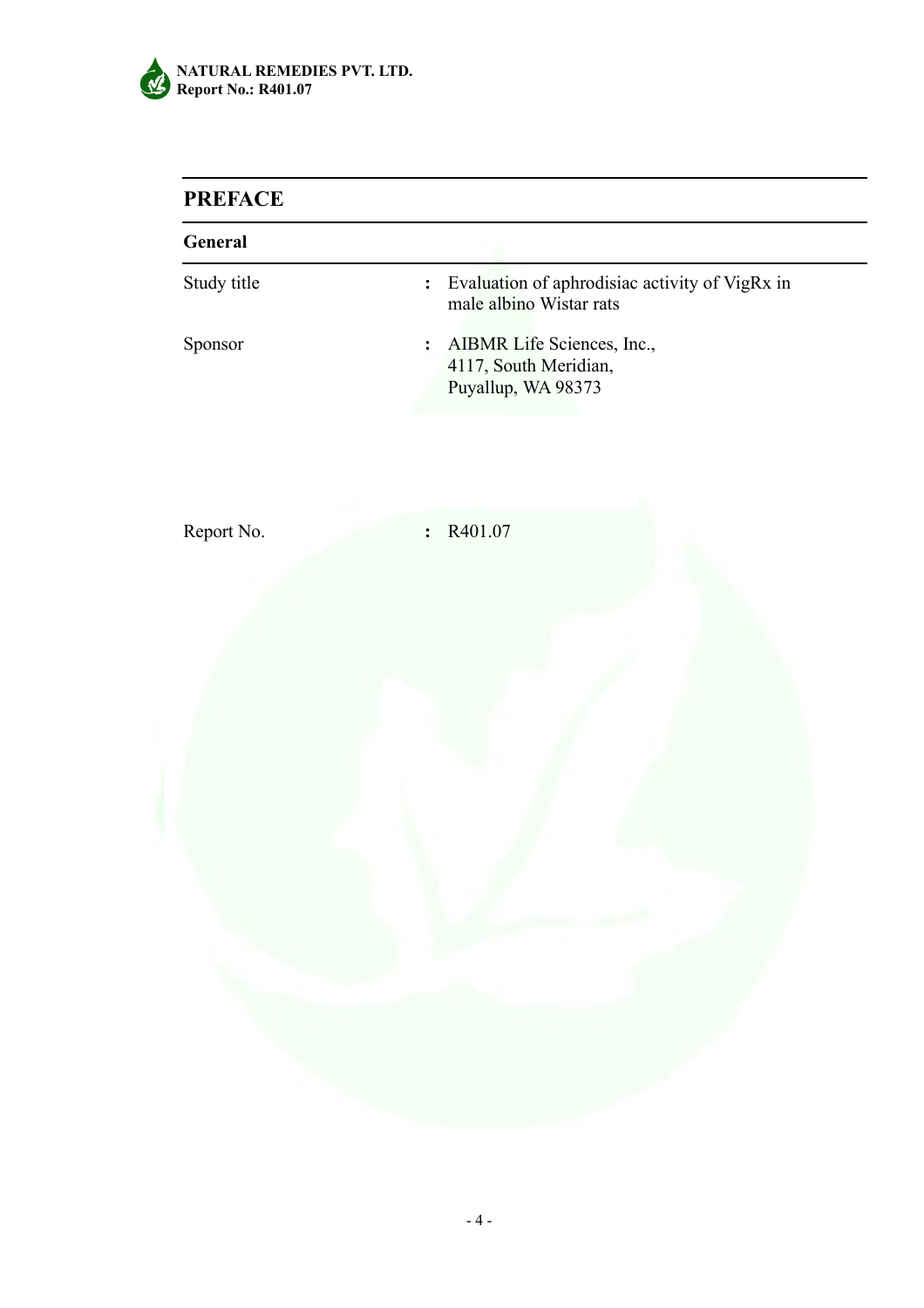## PREFACE

### General

| | | |
|---|---|---|
| Study title | : | Evaluation of aphrodisiac activity of VigRx in male albino Wistar rats |
| Sponsor | : | AIBMR Life Sciences, Inc.,<br>4117, South Meridian,<br>Puyallup, WA 98373 |
| Report No. | : | R401.07 |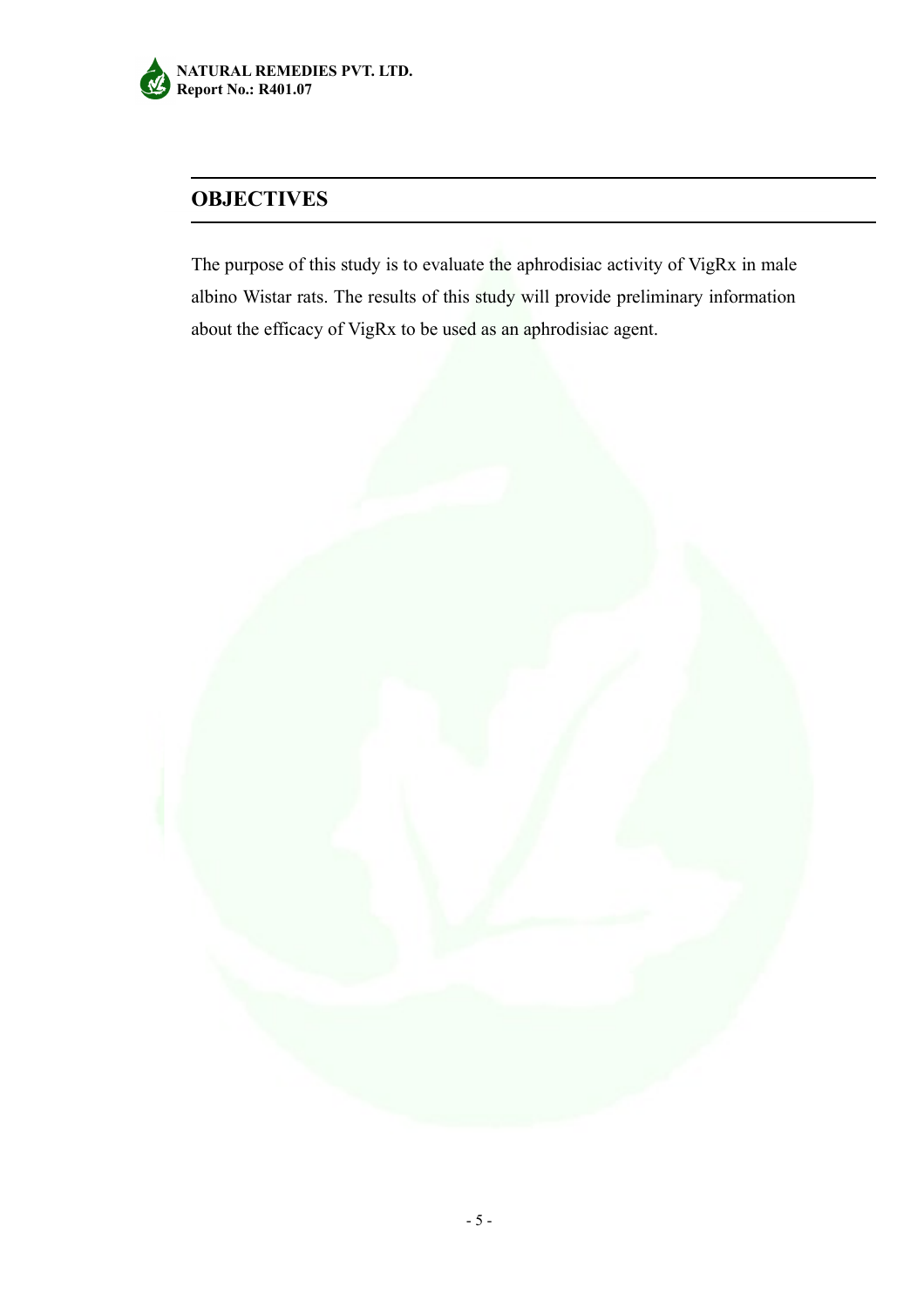## OBJECTIVES

The purpose of this study is to evaluate the aphrodisiac activity of VigRx in male albino Wistar rats. The results of this study will provide preliminary information about the efficacy of VigRx to be used as an aphrodisiac agent.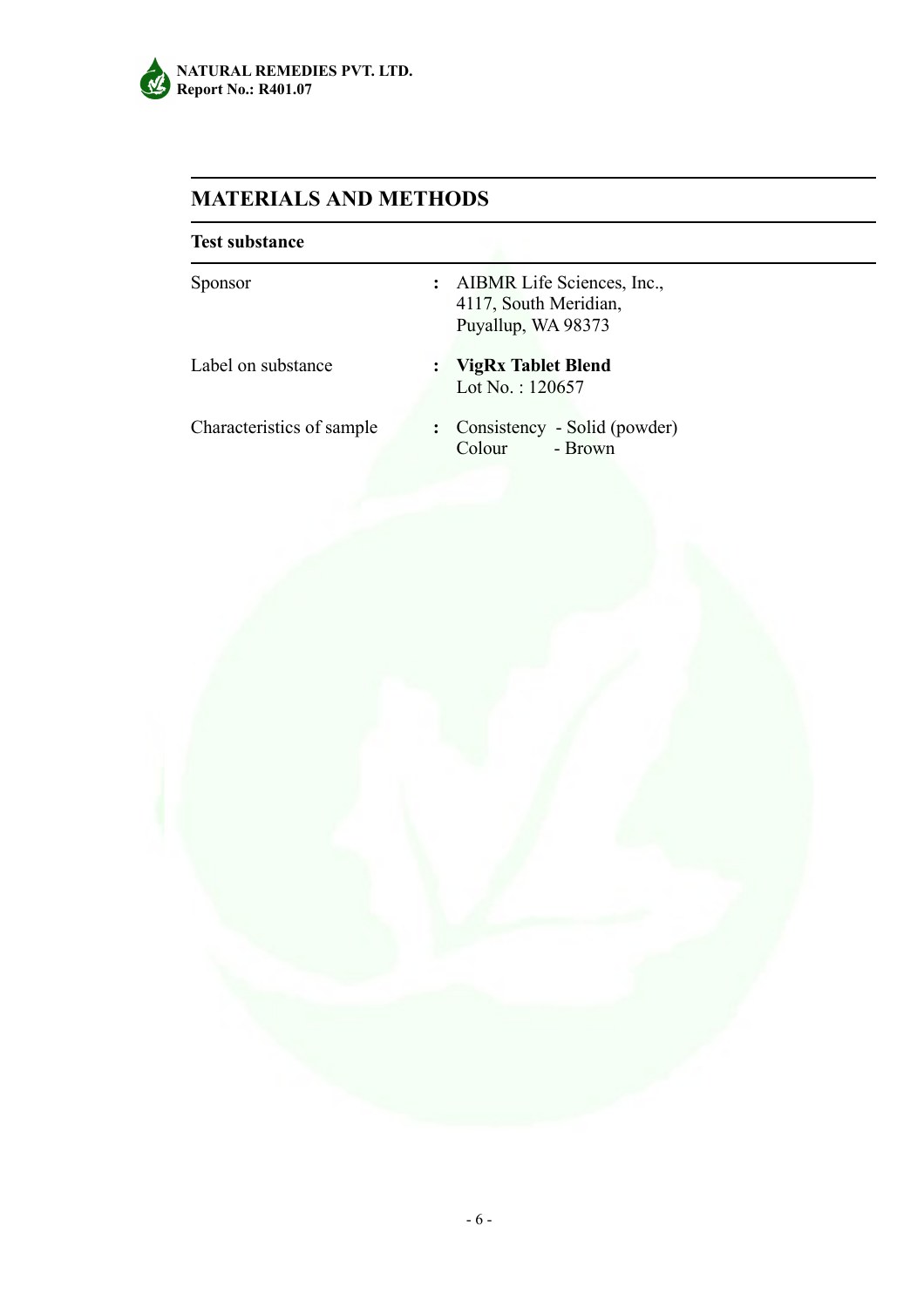## MATERIALS AND METHODS

### Test substance

| | | |
|---|---|---|
| Sponsor | : | AIBMR Life Sciences, Inc.,<br>4117, South Meridian,<br>Puyallup, WA 98373 |
| Label on substance | : | **VigRx Tablet Blend**<br>Lot No. : 120657 |
| Characteristics of sample | : | Consistency - Solid (powder)<br>Colour - Brown |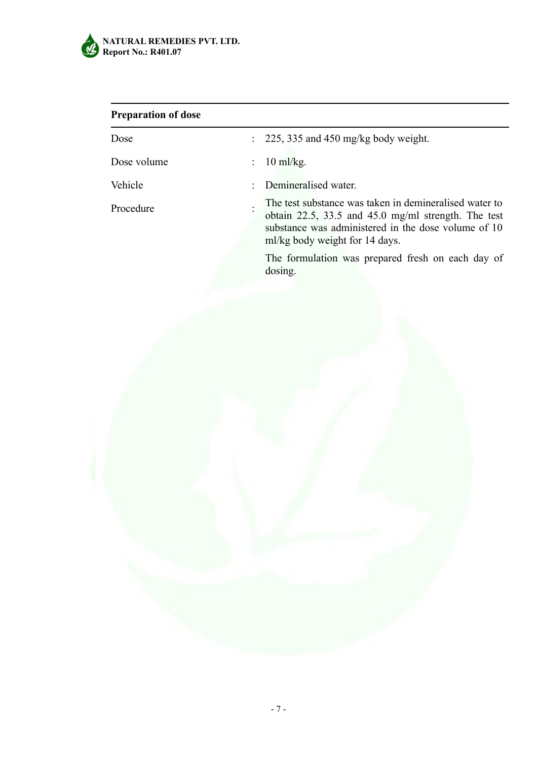## Preparation of dose

| | | |
|---|---|---|
| Dose | : | 225, 335 and 450 mg/kg body weight. |
| Dose volume | : | 10 ml/kg. |
| Vehicle | : | Demineralised water. |
| Procedure | : | The test substance was taken in demineralised water to obtain 22.5, 33.5 and 45.0 mg/ml strength. The test substance was administered in the dose volume of 10 ml/kg body weight for 14 days. <br><br> The formulation was prepared fresh on each day of dosing. |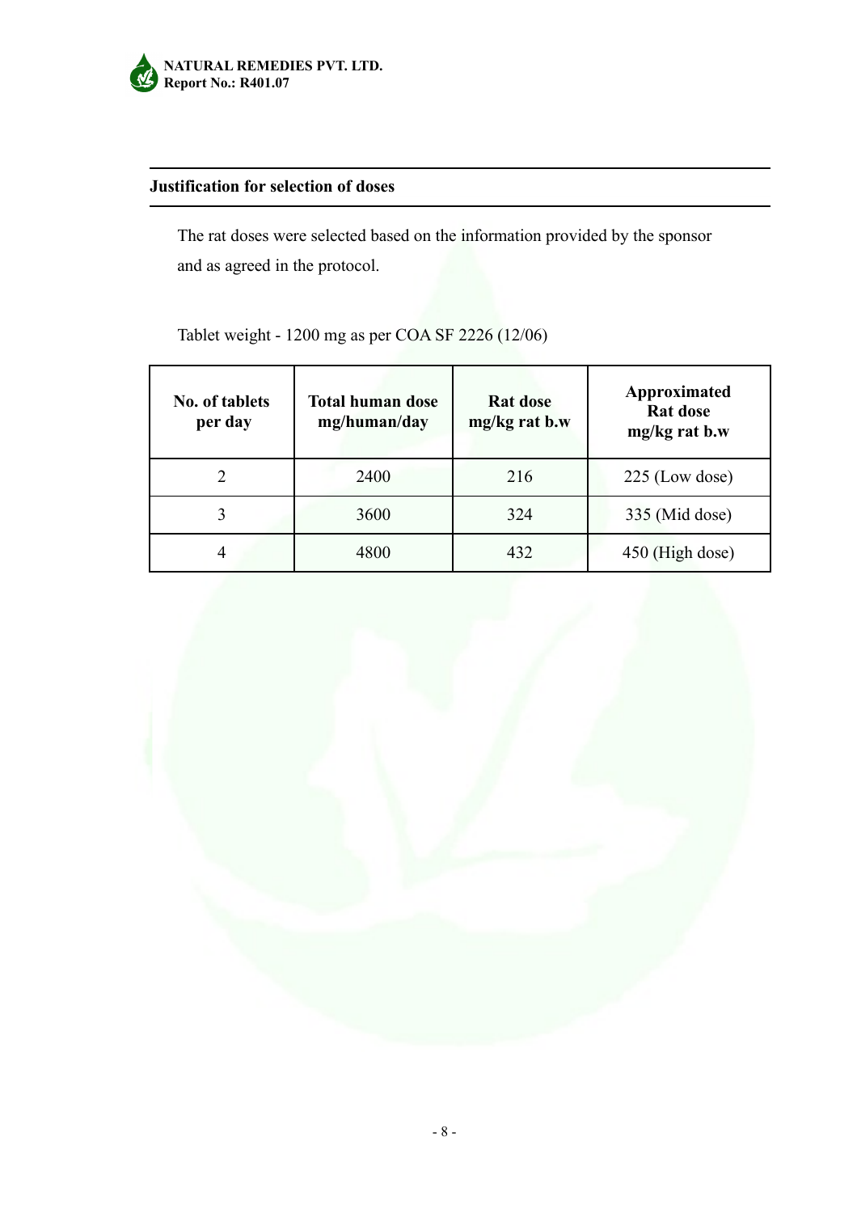## Justification for selection of doses

The rat doses were selected based on the information provided by the sponsor and as agreed in the protocol.

Tablet weight - 1200 mg as per COA SF 2226 (12/06)

| No. of tablets per day | Total human dose mg/human/day | Rat dose mg/kg rat b.w | Approximated Rat dose mg/kg rat b.w |
|---|---|---|---|
| 2 | 2400 | 216 | 225 (Low dose) |
| 3 | 3600 | 324 | 335 (Mid dose) |
| 4 | 4800 | 432 | 450 (High dose) |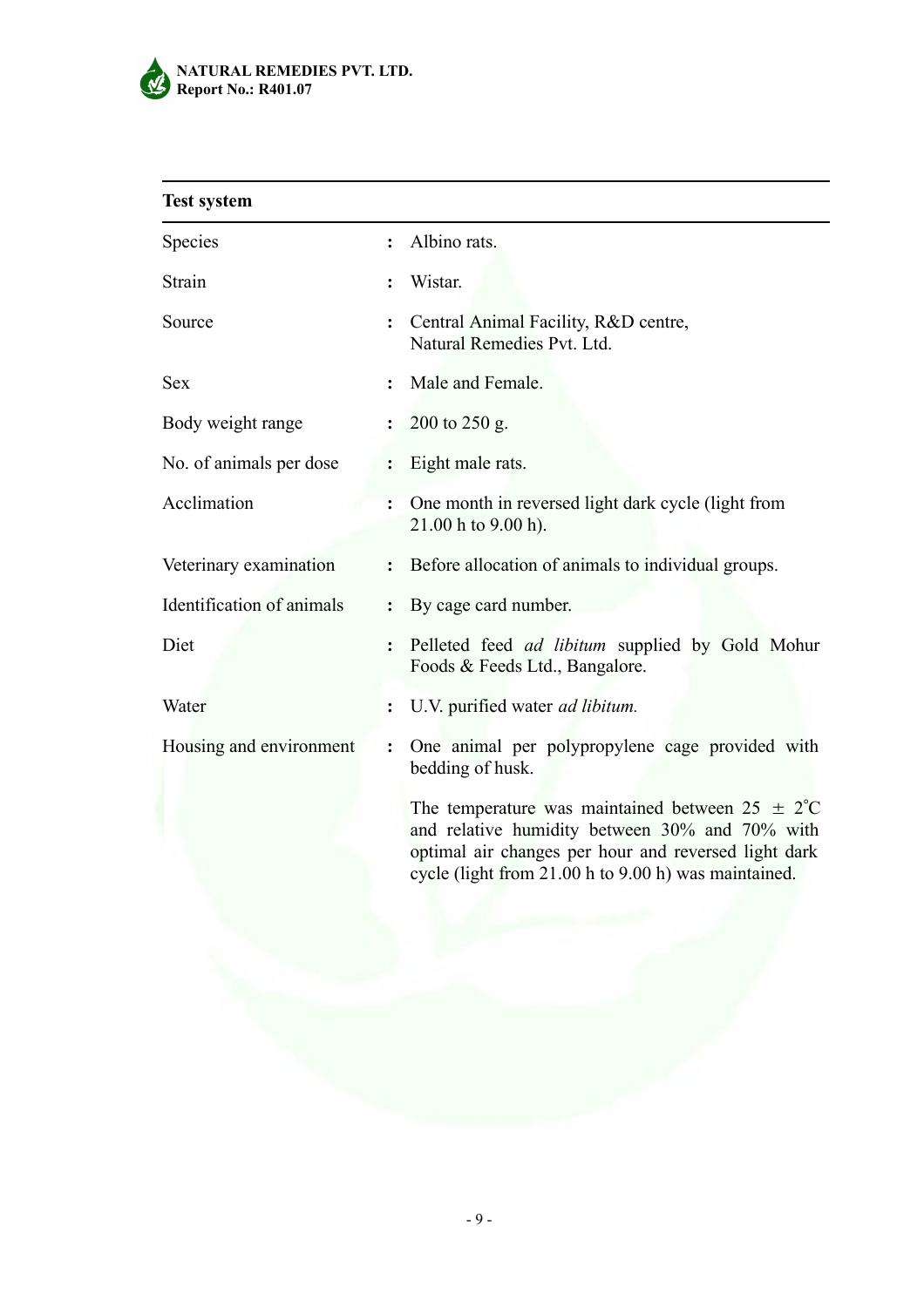| **Test system** | | |
|---|---|---|
| Species | : | Albino rats. |
| Strain | : | Wistar. |
| Source | : | Central Animal Facility, R&D centre, Natural Remedies Pvt. Ltd. |
| Sex | : | Male and Female. |
| Body weight range | : | 200 to 250 g. |
| No. of animals per dose | : | Eight male rats. |
| Acclimation | : | One month in reversed light dark cycle (light from 21.00 h to 9.00 h). |
| Veterinary examination | : | Before allocation of animals to individual groups. |
| Identification of animals | : | By cage card number. |
| Diet | : | Pelleted feed *ad libitum* supplied by Gold Mohur Foods & Feeds Ltd., Bangalore. |
| Water | : | U.V. purified water *ad libitum.* |
| Housing and environment | : | One animal per polypropylene cage provided with bedding of husk. <br><br> The temperature was maintained between 25 ± 2°C and relative humidity between 30% and 70% with optimal air changes per hour and reversed light dark cycle (light from 21.00 h to 9.00 h) was maintained. |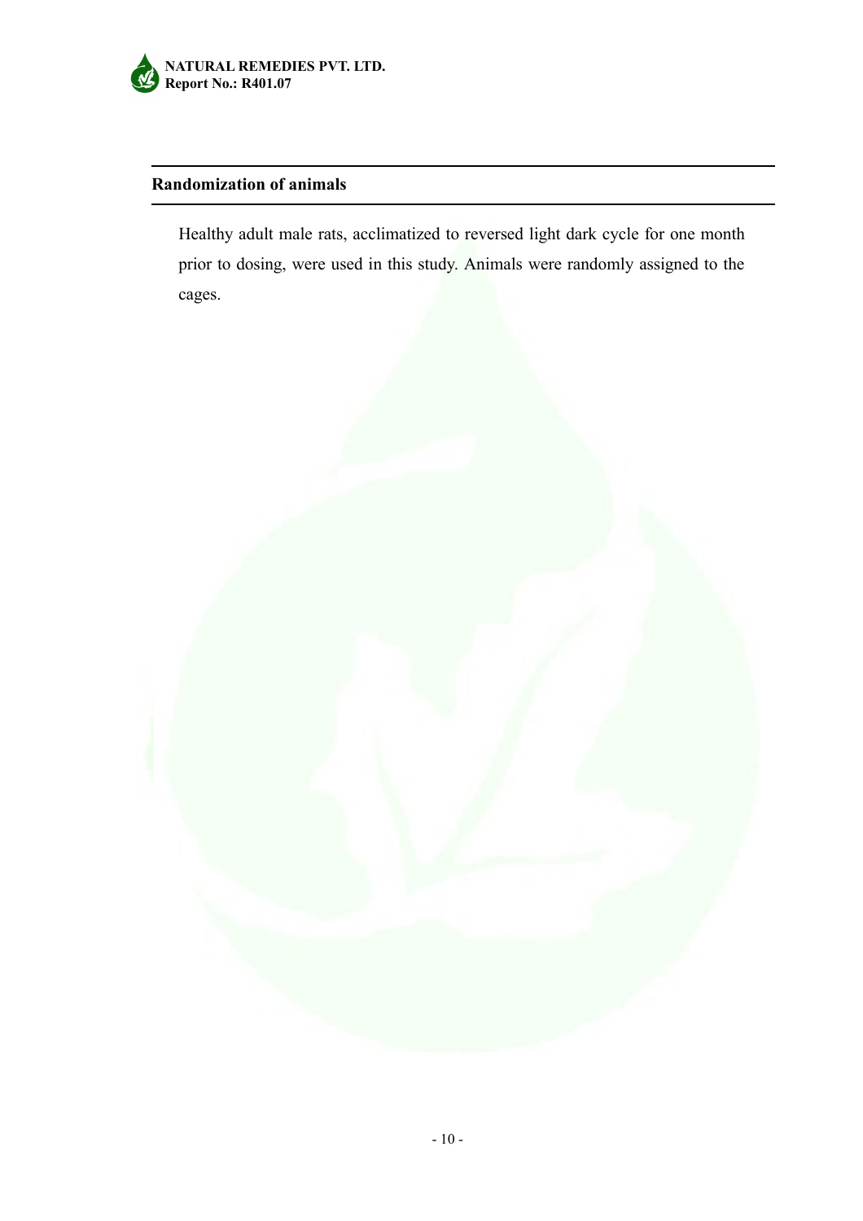## Randomization of animals

Healthy adult male rats, acclimatized to reversed light dark cycle for one month prior to dosing, were used in this study. Animals were randomly assigned to the cages.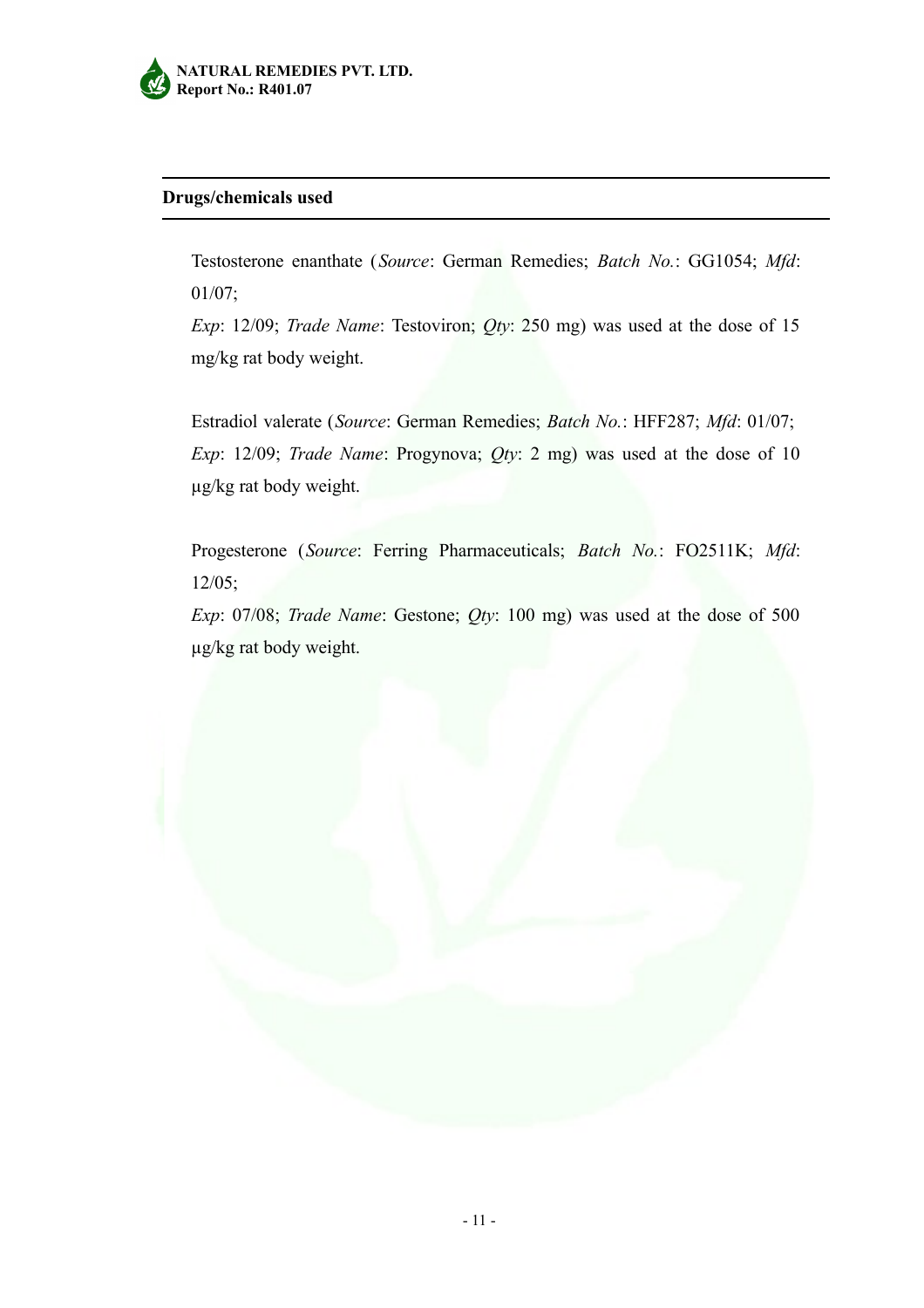## Drugs/chemicals used

Testosterone enanthate (*Source*: German Remedies; *Batch No.*: GG1054; *Mfd*: 01/07; *Exp*: 12/09; *Trade Name*: Testoviron; *Qty*: 250 mg) was used at the dose of 15 mg/kg rat body weight.

Estradiol valerate (*Source*: German Remedies; *Batch No.*: HFF287; *Mfd*: 01/07; *Exp*: 12/09; *Trade Name*: Progynova; *Qty*: 2 mg) was used at the dose of 10 µg/kg rat body weight.

Progesterone (*Source*: Ferring Pharmaceuticals; *Batch No.*: FO2511K; *Mfd*: 12/05; *Exp*: 07/08; *Trade Name*: Gestone; *Qty*: 100 mg) was used at the dose of 500 µg/kg rat body weight.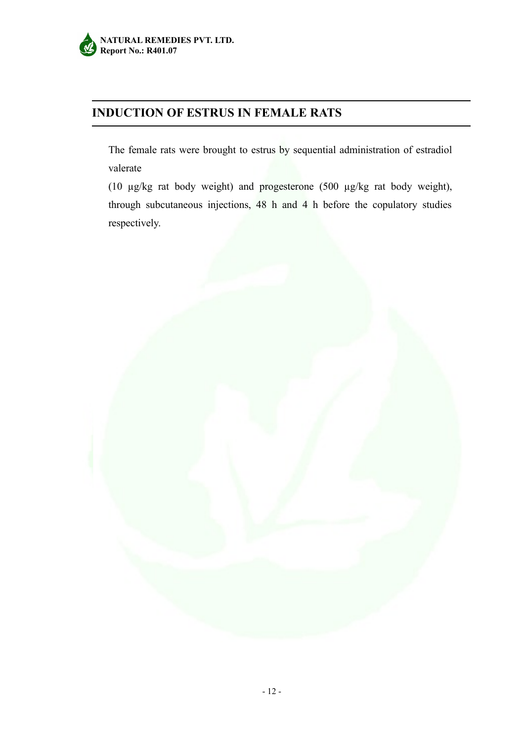## INDUCTION OF ESTRUS IN FEMALE RATS

The female rats were brought to estrus by sequential administration of estradiol valerate (10 µg/kg rat body weight) and progesterone (500 µg/kg rat body weight), through subcutaneous injections, 48 h and 4 h before the copulatory studies respectively.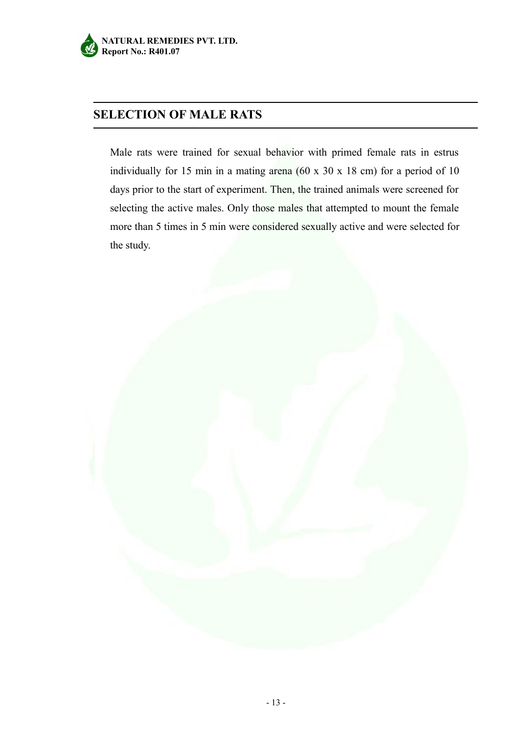## SELECTION OF MALE RATS

Male rats were trained for sexual behavior with primed female rats in estrus individually for 15 min in a mating arena (60 x 30 x 18 cm) for a period of 10 days prior to the start of experiment. Then, the trained animals were screened for selecting the active males. Only those males that attempted to mount the female more than 5 times in 5 min were considered sexually active and were selected for the study.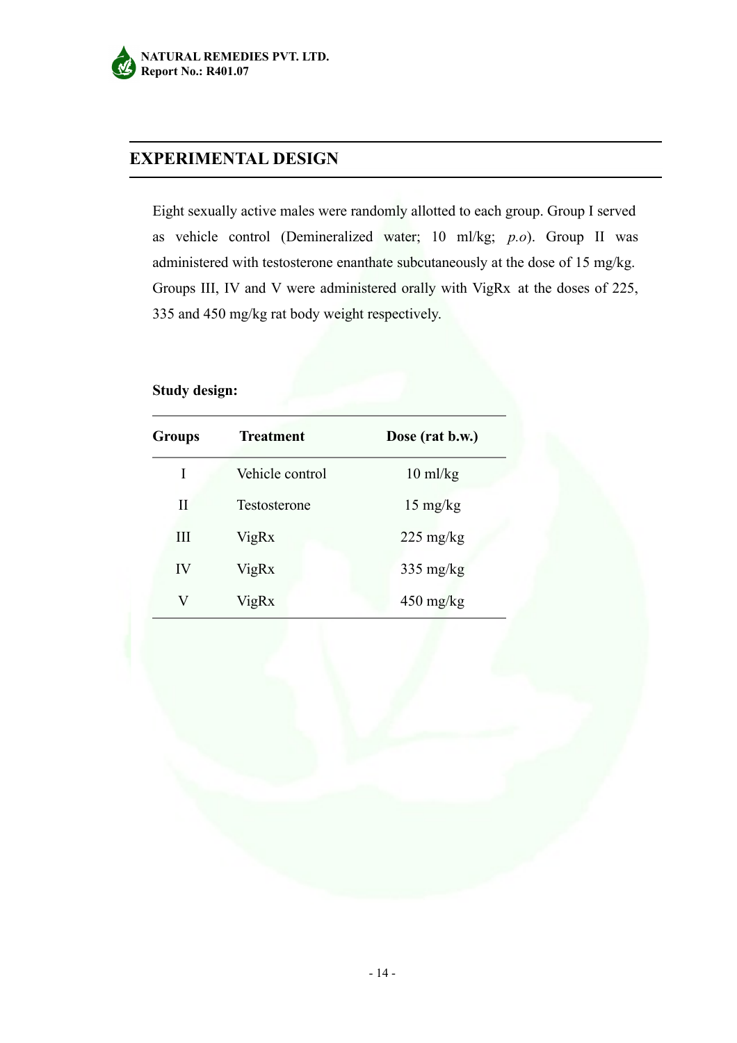## EXPERIMENTAL DESIGN

Eight sexually active males were randomly allotted to each group. Group I served as vehicle control (Demineralized water; 10 ml/kg; *p.o*). Group II was administered with testosterone enanthate subcutaneously at the dose of 15 mg/kg. Groups III, IV and V were administered orally with VigRx at the doses of 225, 335 and 450 mg/kg rat body weight respectively.

**Study design:**

| Groups | Treatment | Dose (rat b.w.) |
|---|---|---|
| I | Vehicle control | 10 ml/kg |
| II | Testosterone | 15 mg/kg |
| III | VigRx | 225 mg/kg |
| IV | VigRx | 335 mg/kg |
| V | VigRx | 450 mg/kg |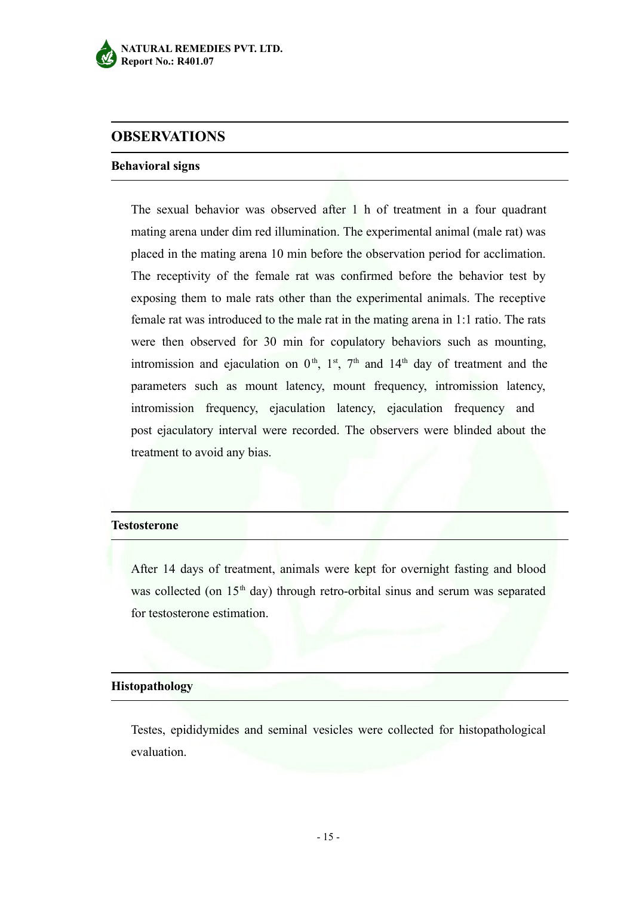## OBSERVATIONS

### Behavioral signs

The sexual behavior was observed after 1 h of treatment in a four quadrant mating arena under dim red illumination. The experimental animal (male rat) was placed in the mating arena 10 min before the observation period for acclimation. The receptivity of the female rat was confirmed before the behavior test by exposing them to male rats other than the experimental animals. The receptive female rat was introduced to the male rat in the mating arena in 1:1 ratio. The rats were then observed for 30 min for copulatory behaviors such as mounting, intromission and ejaculation on $0^{th}$, $1^{st}$, $7^{th}$ and $14^{th}$ day of treatment and the parameters such as mount latency, mount frequency, intromission latency, intromission frequency, ejaculation latency, ejaculation frequency and post ejaculatory interval were recorded. The observers were blinded about the treatment to avoid any bias.

### Testosterone

After 14 days of treatment, animals were kept for overnight fasting and blood was collected (on $15^{th}$ day) through retro-orbital sinus and serum was separated for testosterone estimation.

### Histopathology

Testes, epididymides and seminal vesicles were collected for histopathological evaluation.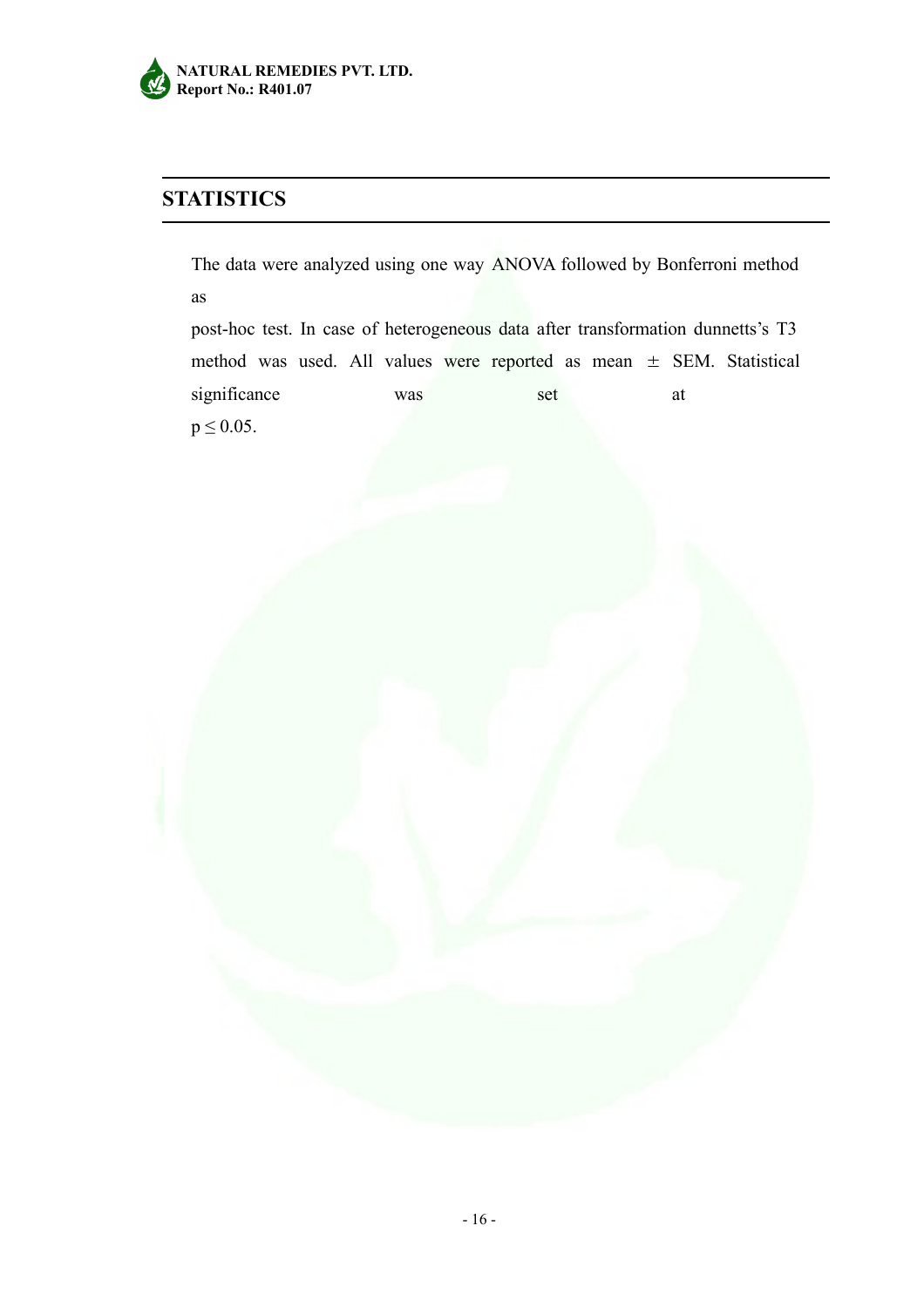## STATISTICS

The data were analyzed using one way ANOVA followed by Bonferroni method as post-hoc test. In case of heterogeneous data after transformation dunnetts's T3 method was used. All values were reported as mean ± SEM. Statistical significance was set at $p \leq 0.05$.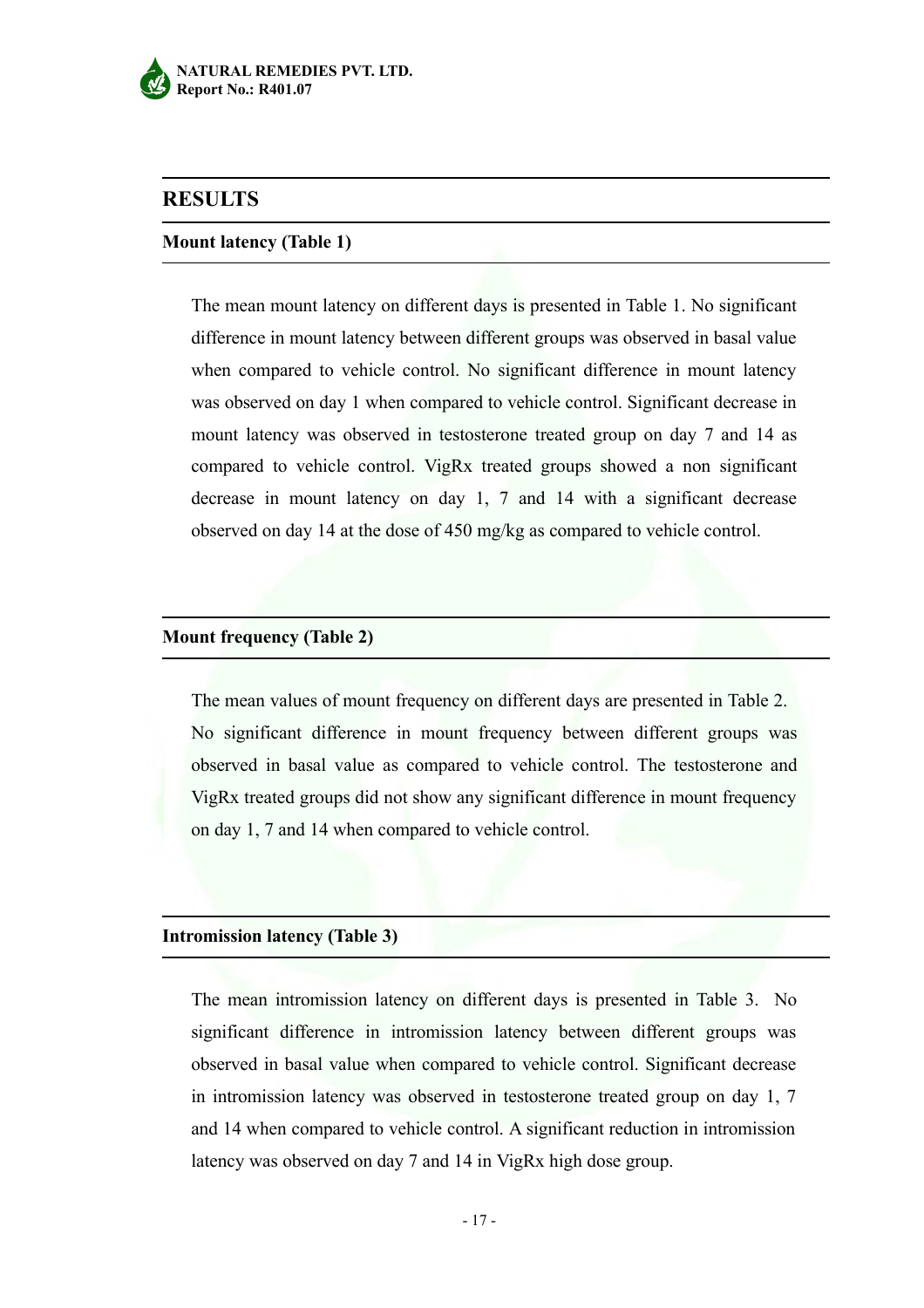## RESULTS

### Mount latency (Table 1)

The mean mount latency on different days is presented in Table 1. No significant difference in mount latency between different groups was observed in basal value when compared to vehicle control. No significant difference in mount latency was observed on day 1 when compared to vehicle control. Significant decrease in mount latency was observed in testosterone treated group on day 7 and 14 as compared to vehicle control. VigRx treated groups showed a non significant decrease in mount latency on day 1, 7 and 14 with a significant decrease observed on day 14 at the dose of 450 mg/kg as compared to vehicle control.

### Mount frequency (Table 2)

The mean values of mount frequency on different days are presented in Table 2. No significant difference in mount frequency between different groups was observed in basal value as compared to vehicle control. The testosterone and VigRx treated groups did not show any significant difference in mount frequency on day 1, 7 and 14 when compared to vehicle control.

### Intromission latency (Table 3)

The mean intromission latency on different days is presented in Table 3. No significant difference in intromission latency between different groups was observed in basal value when compared to vehicle control. Significant decrease in intromission latency was observed in testosterone treated group on day 1, 7 and 14 when compared to vehicle control. A significant reduction in intromission latency was observed on day 7 and 14 in VigRx high dose group.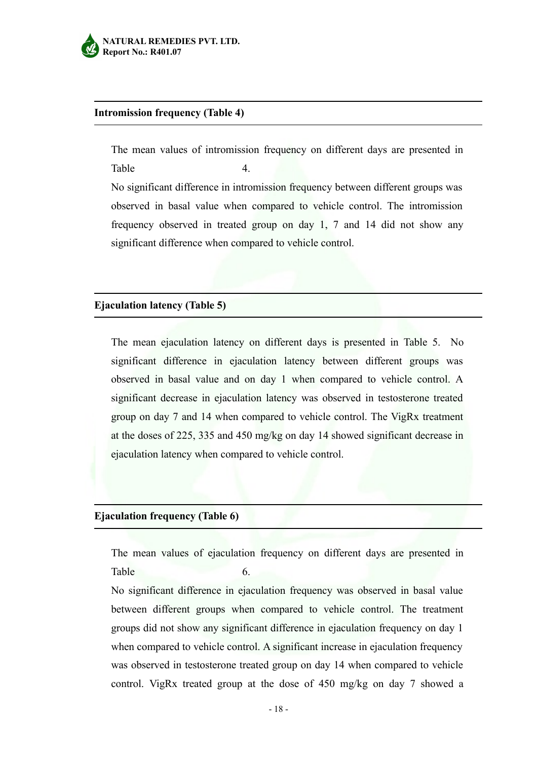## Intromission frequency (Table 4)

The mean values of intromission frequency on different days are presented in Table 4.

No significant difference in intromission frequency between different groups was observed in basal value when compared to vehicle control. The intromission frequency observed in treated group on day 1, 7 and 14 did not show any significant difference when compared to vehicle control.

## Ejaculation latency (Table 5)

The mean ejaculation latency on different days is presented in Table 5. No significant difference in ejaculation latency between different groups was observed in basal value and on day 1 when compared to vehicle control. A significant decrease in ejaculation latency was observed in testosterone treated group on day 7 and 14 when compared to vehicle control. The VigRx treatment at the doses of 225, 335 and 450 mg/kg on day 14 showed significant decrease in ejaculation latency when compared to vehicle control.

## Ejaculation frequency (Table 6)

The mean values of ejaculation frequency on different days are presented in Table 6.

No significant difference in ejaculation frequency was observed in basal value between different groups when compared to vehicle control. The treatment groups did not show any significant difference in ejaculation frequency on day 1 when compared to vehicle control. A significant increase in ejaculation frequency was observed in testosterone treated group on day 14 when compared to vehicle control. VigRx treated group at the dose of 450 mg/kg on day 7 showed a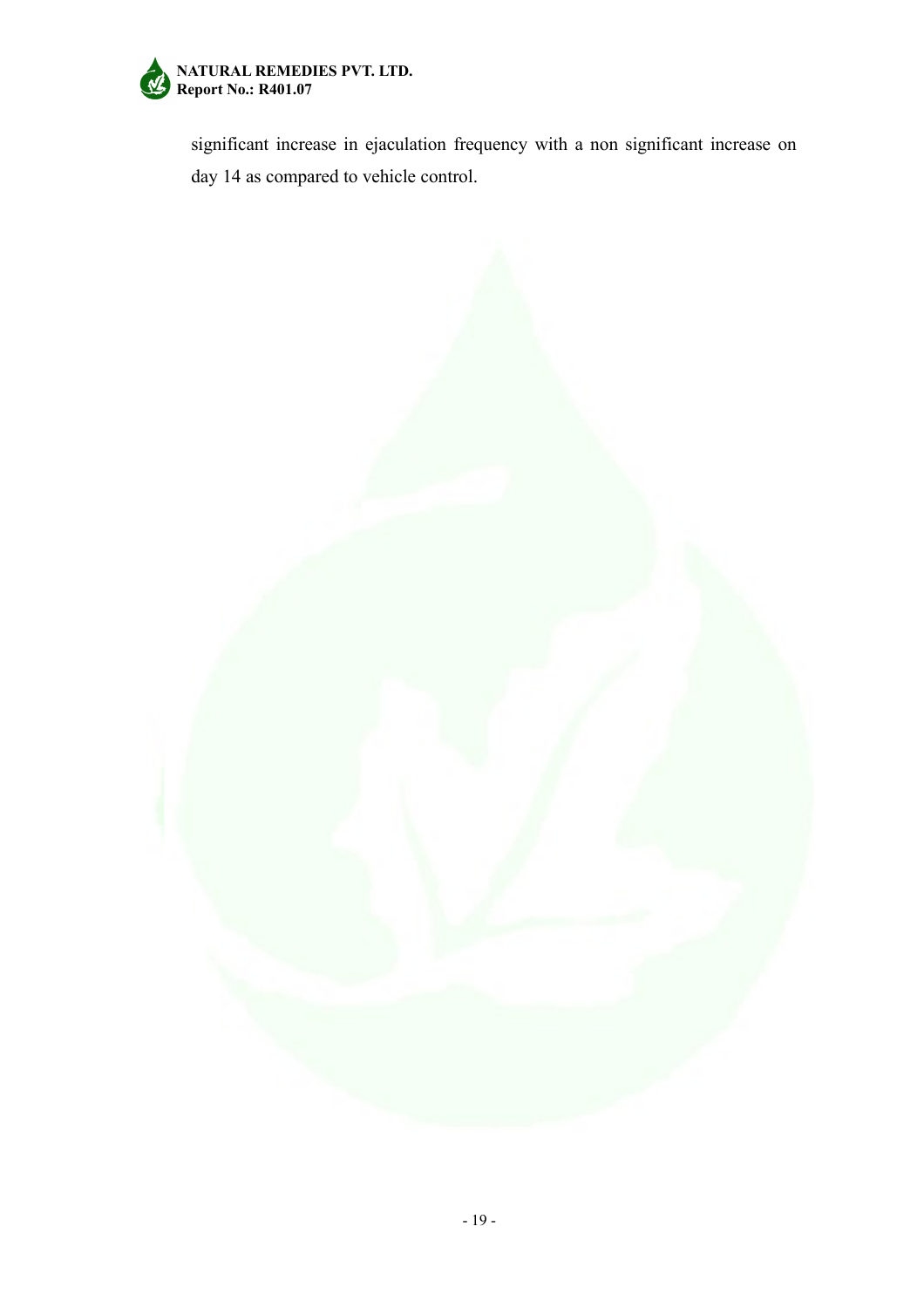significant increase in ejaculation frequency with a non significant increase on day 14 as compared to vehicle control.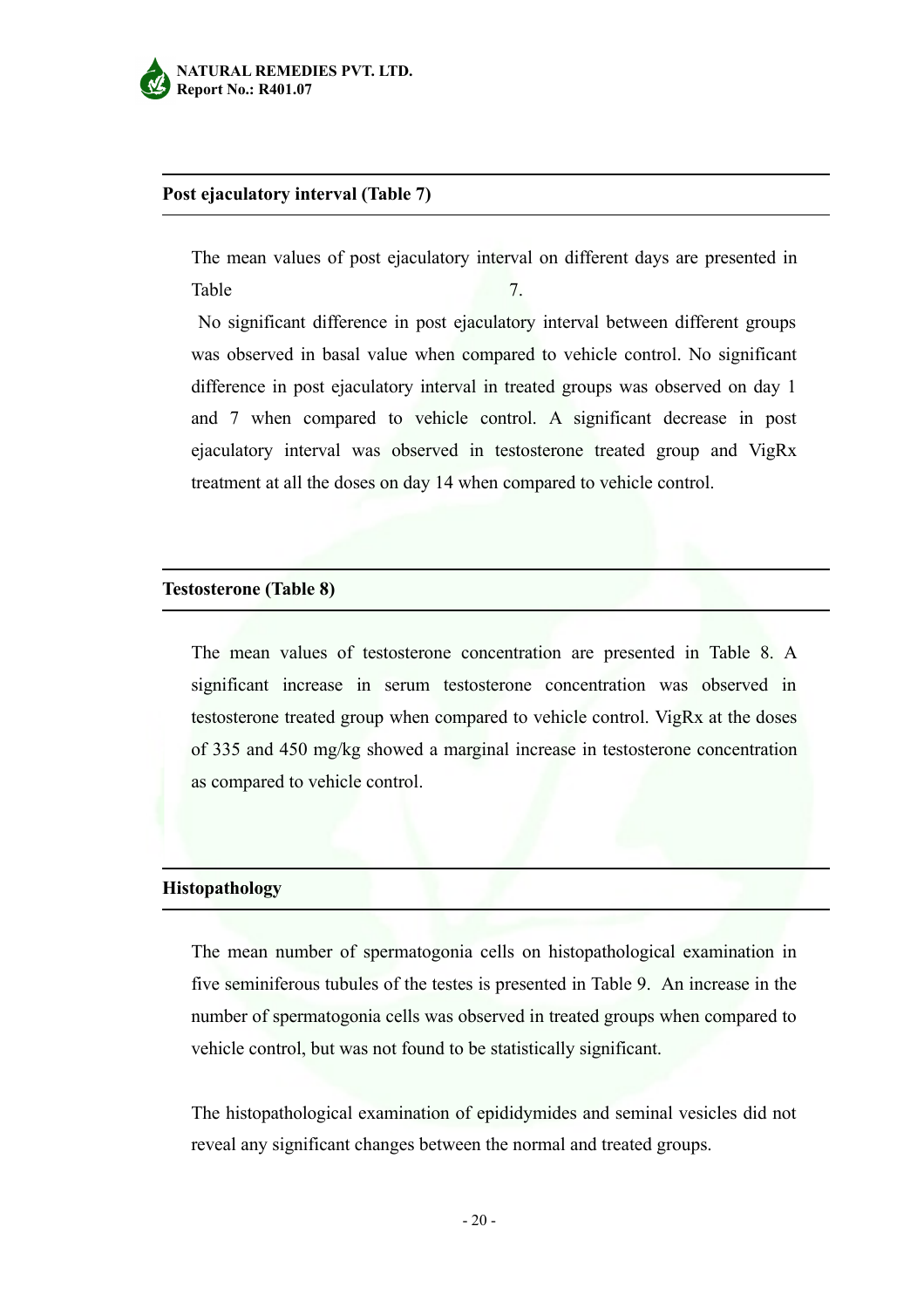## Post ejaculatory interval (Table 7)

The mean values of post ejaculatory interval on different days are presented in Table 7.

No significant difference in post ejaculatory interval between different groups was observed in basal value when compared to vehicle control. No significant difference in post ejaculatory interval in treated groups was observed on day 1 and 7 when compared to vehicle control. A significant decrease in post ejaculatory interval was observed in testosterone treated group and VigRx treatment at all the doses on day 14 when compared to vehicle control.

## Testosterone (Table 8)

The mean values of testosterone concentration are presented in Table 8. A significant increase in serum testosterone concentration was observed in testosterone treated group when compared to vehicle control. VigRx at the doses of 335 and 450 mg/kg showed a marginal increase in testosterone concentration as compared to vehicle control.

## Histopathology

The mean number of spermatogonia cells on histopathological examination in five seminiferous tubules of the testes is presented in Table 9. An increase in the number of spermatogonia cells was observed in treated groups when compared to vehicle control, but was not found to be statistically significant.

The histopathological examination of epididymides and seminal vesicles did not reveal any significant changes between the normal and treated groups.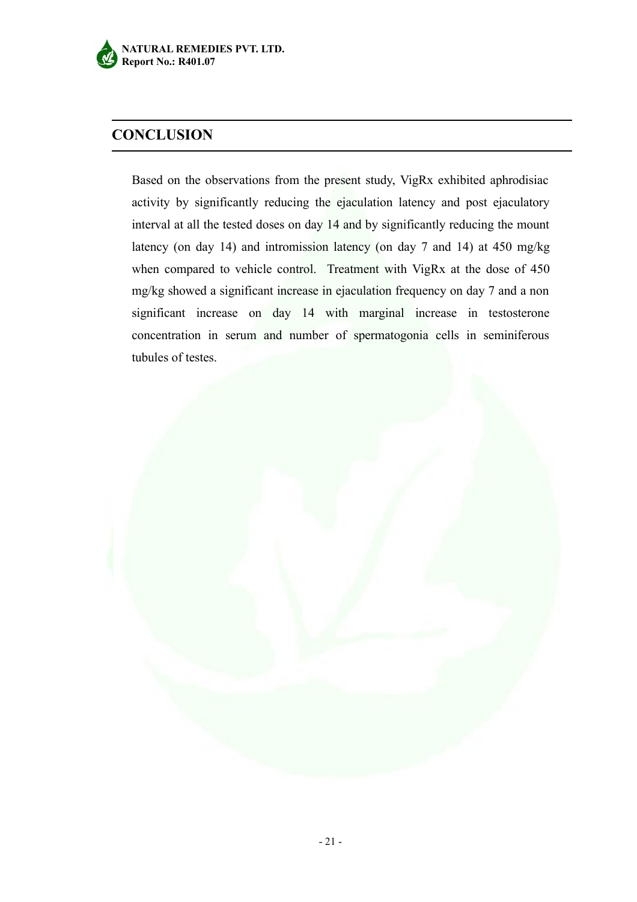## CONCLUSION

Based on the observations from the present study, VigRx exhibited aphrodisiac activity by significantly reducing the ejaculation latency and post ejaculatory interval at all the tested doses on day 14 and by significantly reducing the mount latency (on day 14) and intromission latency (on day 7 and 14) at 450 mg/kg when compared to vehicle control. Treatment with VigRx at the dose of 450 mg/kg showed a significant increase in ejaculation frequency on day 7 and a non significant increase on day 14 with marginal increase in testosterone concentration in serum and number of spermatogonia cells in seminiferous tubules of testes.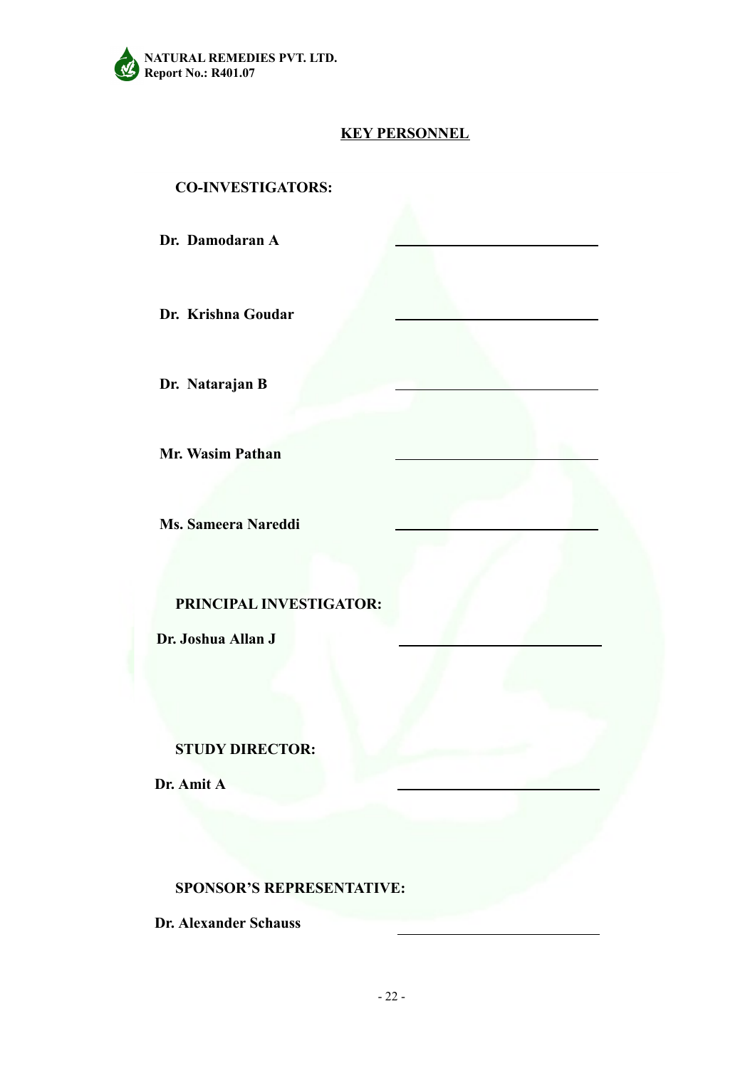## KEY PERSONNEL

**CO-INVESTIGATORS:**

**Dr. Damodaran A** \_\_\_\_\_\_\_\_\_\_\_\_\_\_\_\_\_\_\_\_\_\_\_\_\_\_

**Dr. Krishna Goudar** \_\_\_\_\_\_\_\_\_\_\_\_\_\_\_\_\_\_\_\_\_\_\_\_\_\_

**Dr. Natarajan B** \_\_\_\_\_\_\_\_\_\_\_\_\_\_\_\_\_\_\_\_\_\_\_\_\_\_

**Mr. Wasim Pathan** \_\_\_\_\_\_\_\_\_\_\_\_\_\_\_\_\_\_\_\_\_\_\_\_\_\_

**Ms. Sameera Nareddi** \_\_\_\_\_\_\_\_\_\_\_\_\_\_\_\_\_\_\_\_\_\_\_\_\_\_

**PRINCIPAL INVESTIGATOR:**

**Dr. Joshua Allan J** \_\_\_\_\_\_\_\_\_\_\_\_\_\_\_\_\_\_\_\_\_\_\_\_\_\_

**STUDY DIRECTOR:**

**Dr. Amit A** \_\_\_\_\_\_\_\_\_\_\_\_\_\_\_\_\_\_\_\_\_\_\_\_\_\_

**SPONSOR'S REPRESENTATIVE:**

**Dr. Alexander Schauss** \_\_\_\_\_\_\_\_\_\_\_\_\_\_\_\_\_\_\_\_\_\_\_\_\_\_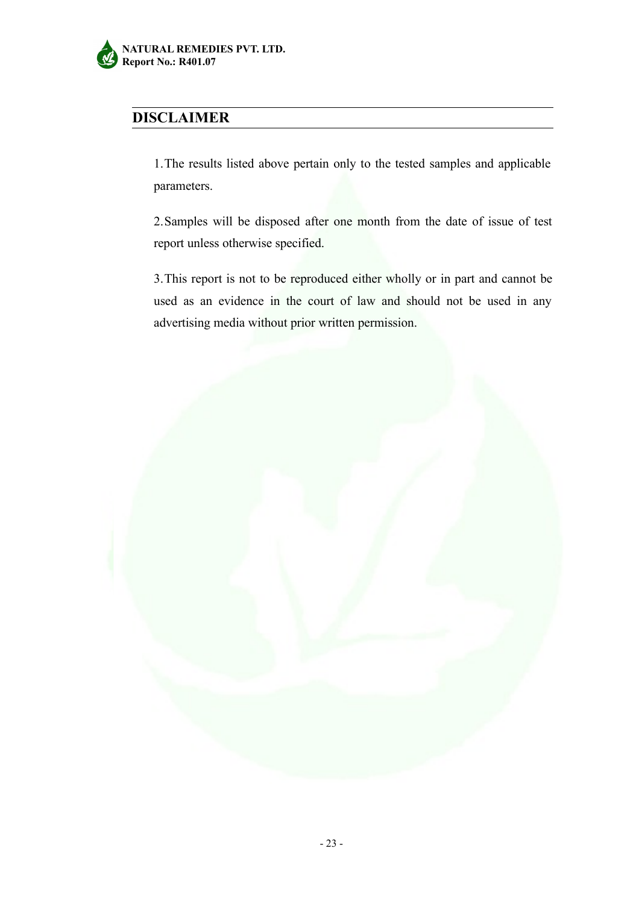## DISCLAIMER

1. The results listed above pertain only to the tested samples and applicable parameters.

2. Samples will be disposed after one month from the date of issue of test report unless otherwise specified.

3. This report is not to be reproduced either wholly or in part and cannot be used as an evidence in the court of law and should not be used in any advertising media without prior written permission.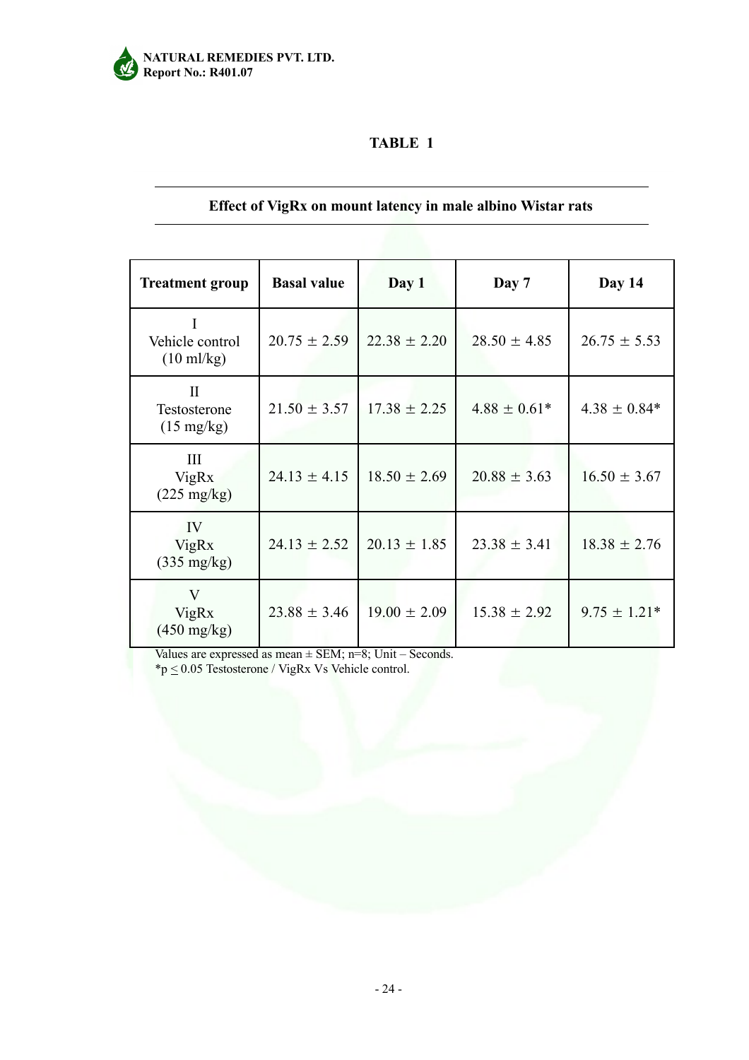## TABLE 1

**Effect of VigRx on mount latency in male albino Wistar rats**

| Treatment group | Basal value | Day 1 | Day 7 | Day 14 |
|---|---|---|---|---|
| I Vehicle control (10 ml/kg) | 20.75 ± 2.59 | 22.38 ± 2.20 | 28.50 ± 4.85 | 26.75 ± 5.53 |
| II Testosterone (15 mg/kg) | 21.50 ± 3.57 | 17.38 ± 2.25 | 4.88 ± 0.61* | 4.38 ± 0.84* |
| III VigRx (225 mg/kg) | 24.13 ± 4.15 | 18.50 ± 2.69 | 20.88 ± 3.63 | 16.50 ± 3.67 |
| IV VigRx (335 mg/kg) | 24.13 ± 2.52 | 20.13 ± 1.85 | 23.38 ± 3.41 | 18.38 ± 2.76 |
| V VigRx (450 mg/kg) | 23.88 ± 3.46 | 19.00 ± 2.09 | 15.38 ± 2.92 | 9.75 ± 1.21* |

Values are expressed as mean ± SEM; n=8; Unit – Seconds.
*$p \leq 0.05$ Testosterone / VigRx Vs Vehicle control.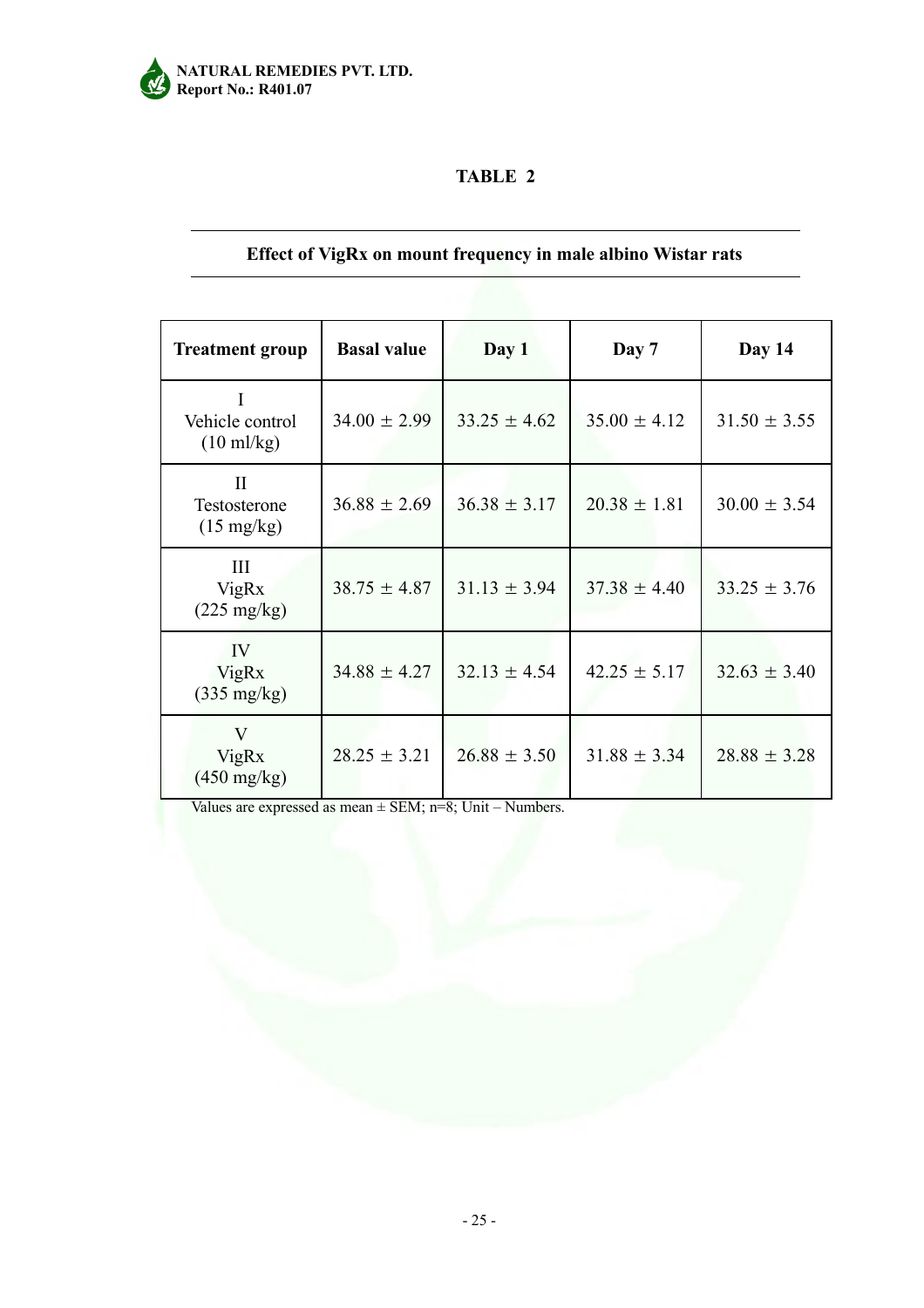## TABLE 2

**Effect of VigRx on mount frequency in male albino Wistar rats**

| Treatment group | Basal value | Day 1 | Day 7 | Day 14 |
|---|---|---|---|---|
| I Vehicle control (10 ml/kg) | 34.00 ± 2.99 | 33.25 ± 4.62 | 35.00 ± 4.12 | 31.50 ± 3.55 |
| II Testosterone (15 mg/kg) | 36.88 ± 2.69 | 36.38 ± 3.17 | 20.38 ± 1.81 | 30.00 ± 3.54 |
| III VigRx (225 mg/kg) | 38.75 ± 4.87 | 31.13 ± 3.94 | 37.38 ± 4.40 | 33.25 ± 3.76 |
| IV VigRx (335 mg/kg) | 34.88 ± 4.27 | 32.13 ± 4.54 | 42.25 ± 5.17 | 32.63 ± 3.40 |
| V VigRx (450 mg/kg) | 28.25 ± 3.21 | 26.88 ± 3.50 | 31.88 ± 3.34 | 28.88 ± 3.28 |

Values are expressed as mean ± SEM; n=8; Unit – Numbers.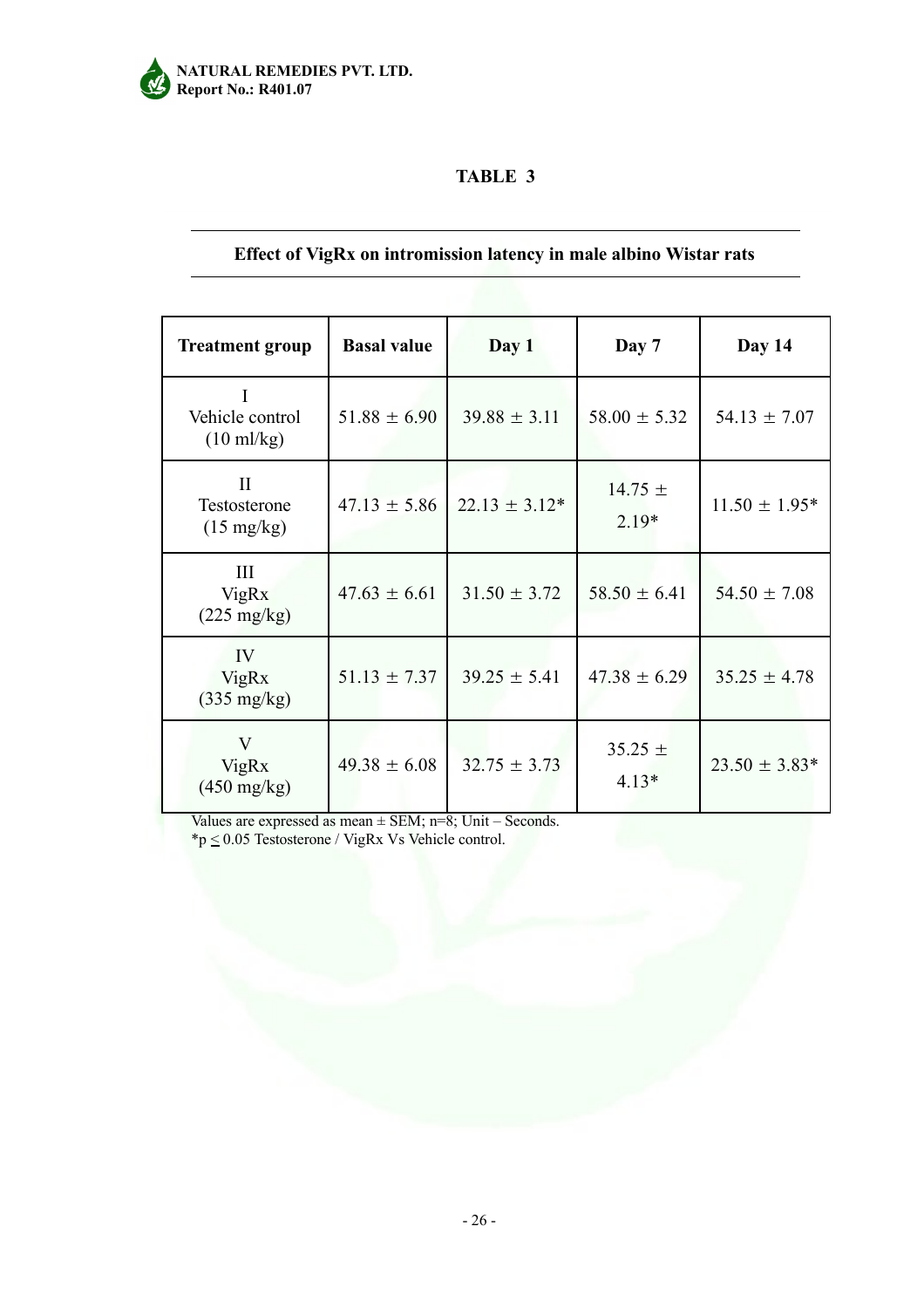# TABLE 3

**Effect of VigRx on intromission latency in male albino Wistar rats**

| Treatment group | Basal value | Day 1 | Day 7 | Day 14 |
|---|---|---|---|---|
| I Vehicle control (10 ml/kg) | 51.88 ± 6.90 | 39.88 ± 3.11 | 58.00 ± 5.32 | 54.13 ± 7.07 |
| II Testosterone (15 mg/kg) | 47.13 ± 5.86 | 22.13 ± 3.12* | 14.75 ± 2.19* | 11.50 ± 1.95* |
| III VigRx (225 mg/kg) | 47.63 ± 6.61 | 31.50 ± 3.72 | 58.50 ± 6.41 | 54.50 ± 7.08 |
| IV VigRx (335 mg/kg) | 51.13 ± 7.37 | 39.25 ± 5.41 | 47.38 ± 6.29 | 35.25 ± 4.78 |
| V VigRx (450 mg/kg) | 49.38 ± 6.08 | 32.75 ± 3.73 | 35.25 ± 4.13* | 23.50 ± 3.83* |

Values are expressed as mean ± SEM; n=8; Unit – Seconds.
*p $\leq$ 0.05 Testosterone / VigRx Vs Vehicle control.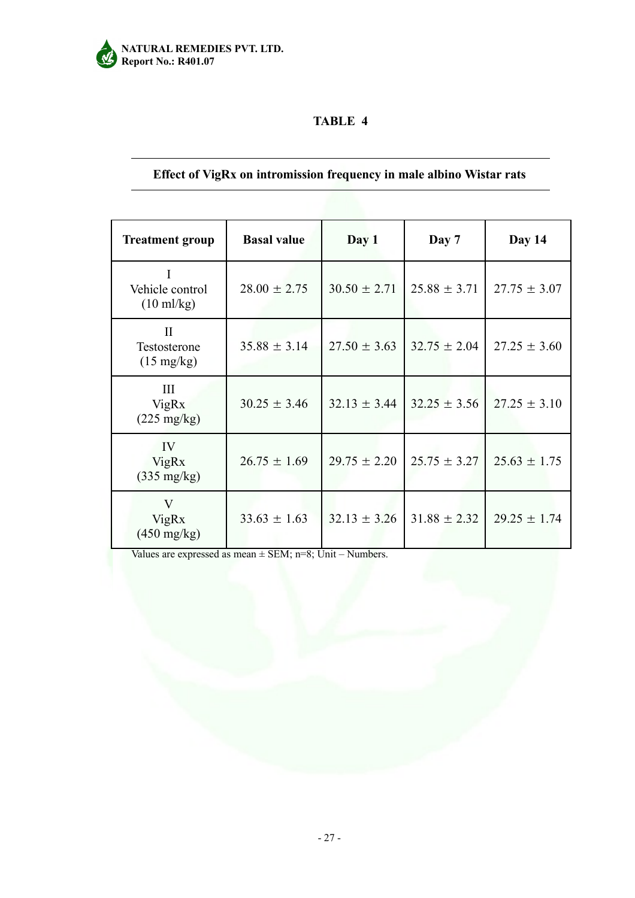## TABLE 4

**Effect of VigRx on intromission frequency in male albino Wistar rats**

| Treatment group | Basal value | Day 1 | Day 7 | Day 14 |
|---|---|---|---|---|
| I Vehicle control (10 ml/kg) | 28.00 ± 2.75 | 30.50 ± 2.71 | 25.88 ± 3.71 | 27.75 ± 3.07 |
| II Testosterone (15 mg/kg) | 35.88 ± 3.14 | 27.50 ± 3.63 | 32.75 ± 2.04 | 27.25 ± 3.60 |
| III VigRx (225 mg/kg) | 30.25 ± 3.46 | 32.13 ± 3.44 | 32.25 ± 3.56 | 27.25 ± 3.10 |
| IV VigRx (335 mg/kg) | 26.75 ± 1.69 | 29.75 ± 2.20 | 25.75 ± 3.27 | 25.63 ± 1.75 |
| V VigRx (450 mg/kg) | 33.63 ± 1.63 | 32.13 ± 3.26 | 31.88 ± 2.32 | 29.25 ± 1.74 |

Values are expressed as mean ± SEM; n=8; Unit – Numbers.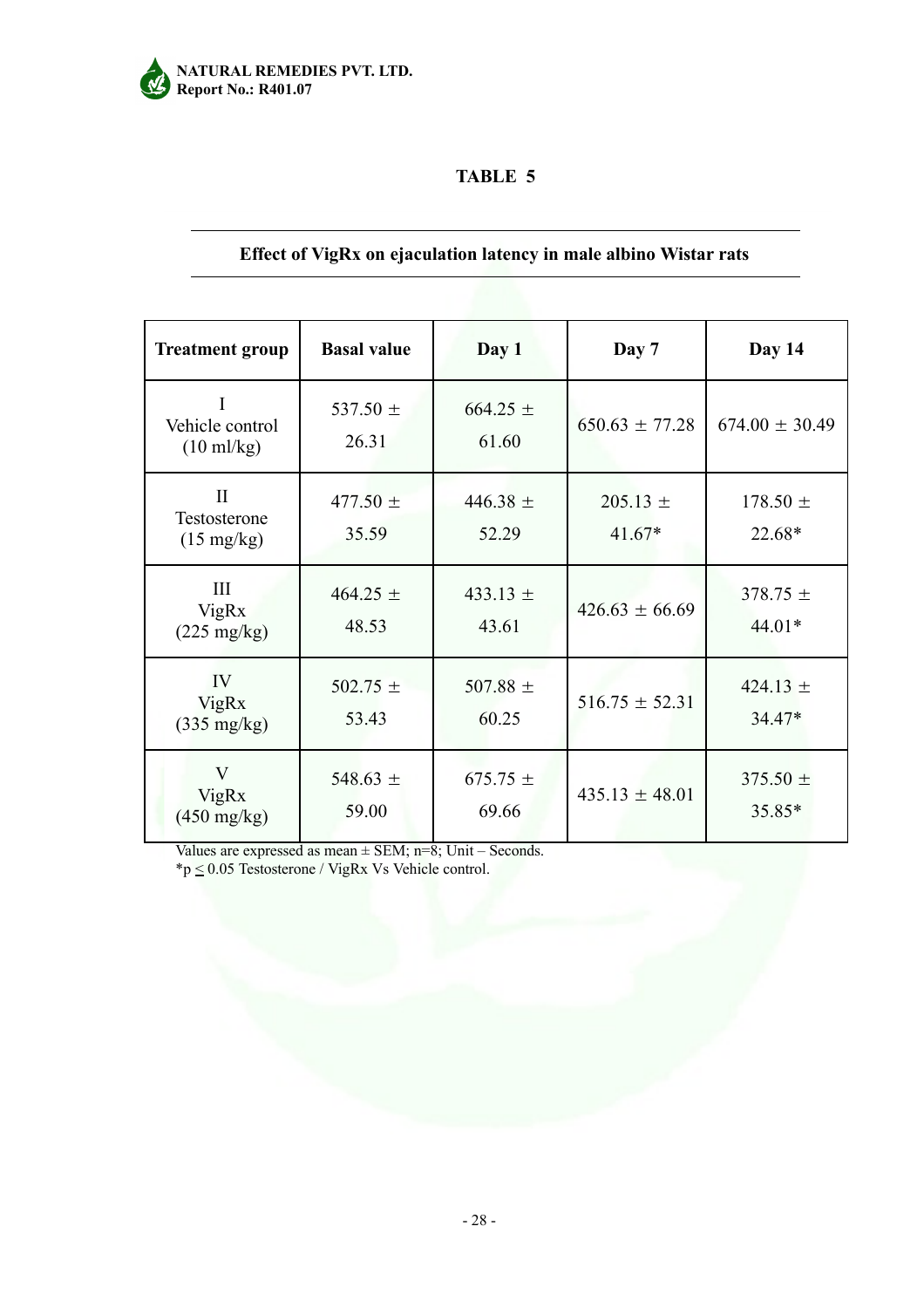**TABLE 5**

**Effect of VigRx on ejaculation latency in male albino Wistar rats**

| Treatment group | Basal value | Day 1 | Day 7 | Day 14 |
|---|---|---|---|---|
| I Vehicle control (10 ml/kg) | 537.50 ± 26.31 | 664.25 ± 61.60 | 650.63 ± 77.28 | 674.00 ± 30.49 |
| II Testosterone (15 mg/kg) | 477.50 ± 35.59 | 446.38 ± 52.29 | 205.13 ± 41.67* | 178.50 ± 22.68* |
| III VigRx (225 mg/kg) | 464.25 ± 48.53 | 433.13 ± 43.61 | 426.63 ± 66.69 | 378.75 ± 44.01* |
| IV VigRx (335 mg/kg) | 502.75 ± 53.43 | 507.88 ± 60.25 | 516.75 ± 52.31 | 424.13 ± 34.47* |
| V VigRx (450 mg/kg) | 548.63 ± 59.00 | 675.75 ± 69.66 | 435.13 ± 48.01 | 375.50 ± 35.85* |

Values are expressed as mean ± SEM; n=8; Unit – Seconds.
*$p \leq 0.05$ Testosterone / VigRx Vs Vehicle control.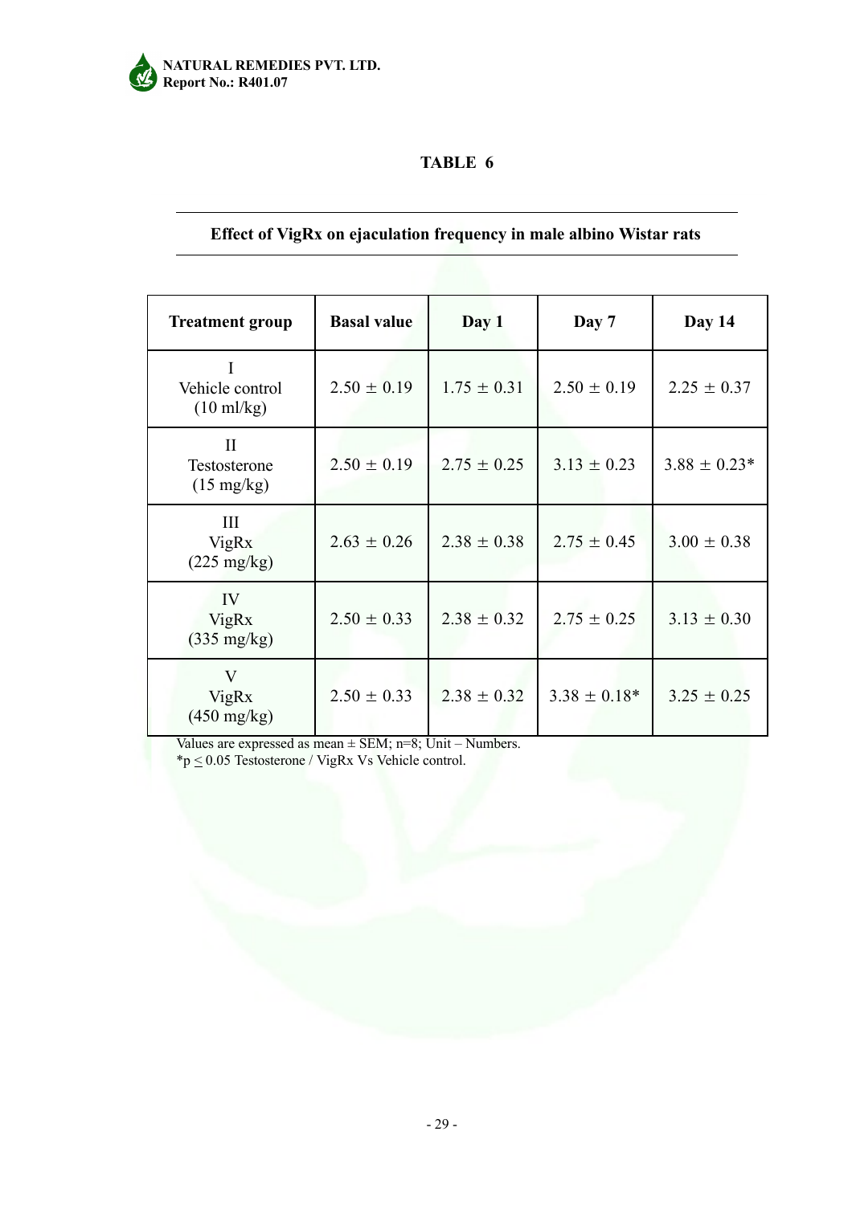## TABLE 6

**Effect of VigRx on ejaculation frequency in male albino Wistar rats**

| Treatment group | Basal value | Day 1 | Day 7 | Day 14 |
|---|---|---|---|---|
| I Vehicle control (10 ml/kg) | 2.50 ± 0.19 | 1.75 ± 0.31 | 2.50 ± 0.19 | 2.25 ± 0.37 |
| II Testosterone (15 mg/kg) | 2.50 ± 0.19 | 2.75 ± 0.25 | 3.13 ± 0.23 | 3.88 ± 0.23* |
| III VigRx (225 mg/kg) | 2.63 ± 0.26 | 2.38 ± 0.38 | 2.75 ± 0.45 | 3.00 ± 0.38 |
| IV VigRx (335 mg/kg) | 2.50 ± 0.33 | 2.38 ± 0.32 | 2.75 ± 0.25 | 3.13 ± 0.30 |
| V VigRx (450 mg/kg) | 2.50 ± 0.33 | 2.38 ± 0.32 | 3.38 ± 0.18* | 3.25 ± 0.25 |

Values are expressed as mean ± SEM; n=8; Unit – Numbers.
*$p \leq 0.05$ Testosterone / VigRx Vs Vehicle control.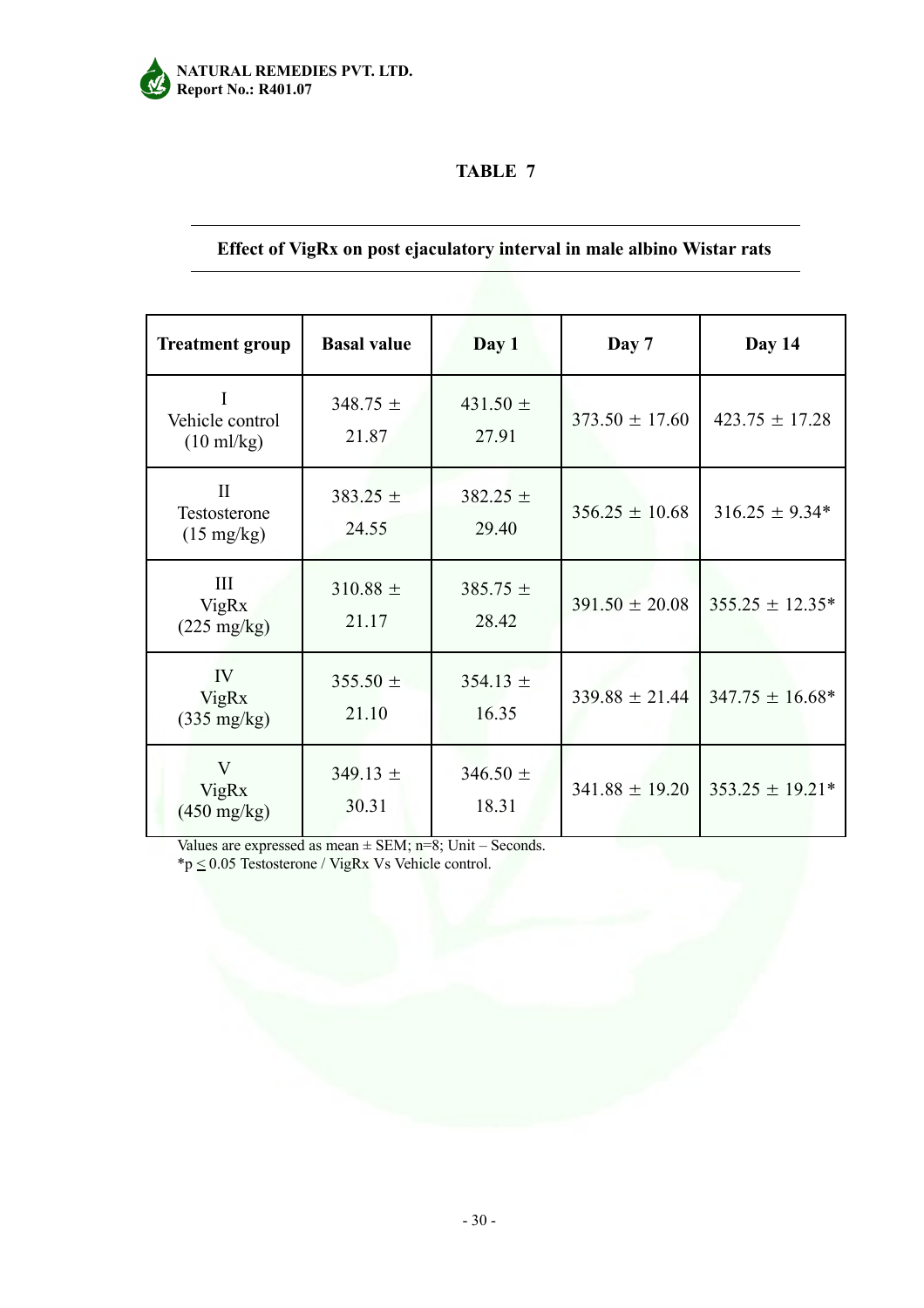**TABLE 7**

**Effect of VigRx on post ejaculatory interval in male albino Wistar rats**

| Treatment group | Basal value | Day 1 | Day 7 | Day 14 |
|---|---|---|---|---|
| I Vehicle control (10 ml/kg) | 348.75 ± 21.87 | 431.50 ± 27.91 | 373.50 ± 17.60 | 423.75 ± 17.28 |
| II Testosterone (15 mg/kg) | 383.25 ± 24.55 | 382.25 ± 29.40 | 356.25 ± 10.68 | 316.25 ± 9.34* |
| III VigRx (225 mg/kg) | 310.88 ± 21.17 | 385.75 ± 28.42 | 391.50 ± 20.08 | 355.25 ± 12.35* |
| IV VigRx (335 mg/kg) | 355.50 ± 21.10 | 354.13 ± 16.35 | 339.88 ± 21.44 | 347.75 ± 16.68* |
| V VigRx (450 mg/kg) | 349.13 ± 30.31 | 346.50 ± 18.31 | 341.88 ± 19.20 | 353.25 ± 19.21* |

Values are expressed as mean ± SEM; n=8; Unit – Seconds.
*$p \leq 0.05$ Testosterone / VigRx Vs Vehicle control.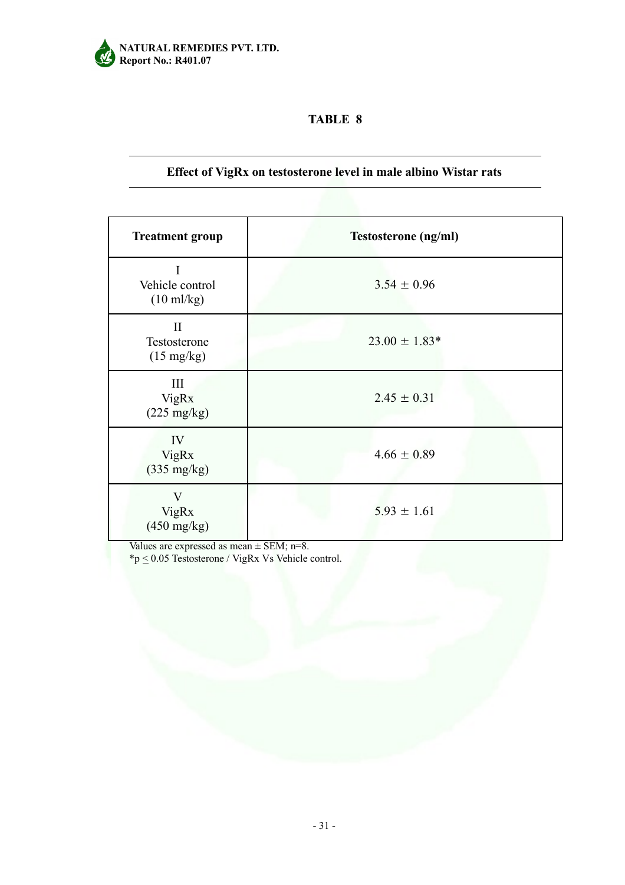# TABLE 8

## Effect of VigRx on testosterone level in male albino Wistar rats

| Treatment group | Testosterone (ng/ml) |
|---|---|
| I<br>Vehicle control<br>(10 ml/kg) | 3.54 ± 0.96 |
| II<br>Testosterone<br>(15 mg/kg) | 23.00 ± 1.83* |
| III<br>VigRx<br>(225 mg/kg) | 2.45 ± 0.31 |
| IV<br>VigRx<br>(335 mg/kg) | 4.66 ± 0.89 |
| V<br>VigRx<br>(450 mg/kg) | 5.93 ± 1.61 |

Values are expressed as mean ± SEM; n=8.
*$p \leq 0.05$ Testosterone / VigRx Vs Vehicle control.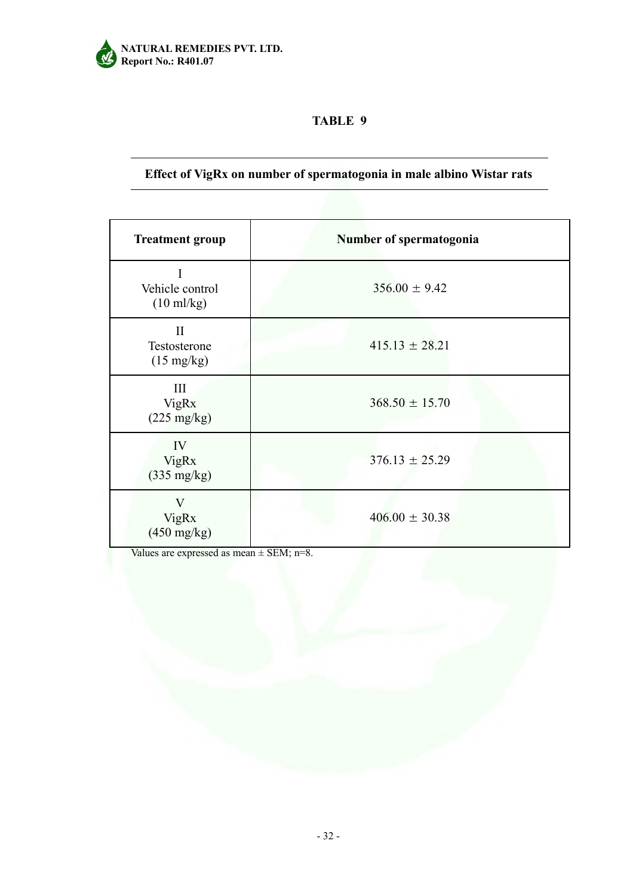## TABLE 9

**Effect of VigRx on number of spermatogonia in male albino Wistar rats**

| Treatment group | Number of spermatogonia |
|---|---|
| I Vehicle control (10 ml/kg) | 356.00 ± 9.42 |
| II Testosterone (15 mg/kg) | 415.13 ± 28.21 |
| III VigRx (225 mg/kg) | 368.50 ± 15.70 |
| IV VigRx (335 mg/kg) | 376.13 ± 25.29 |
| V VigRx (450 mg/kg) | 406.00 ± 30.38 |

Values are expressed as mean ± SEM; n=8.